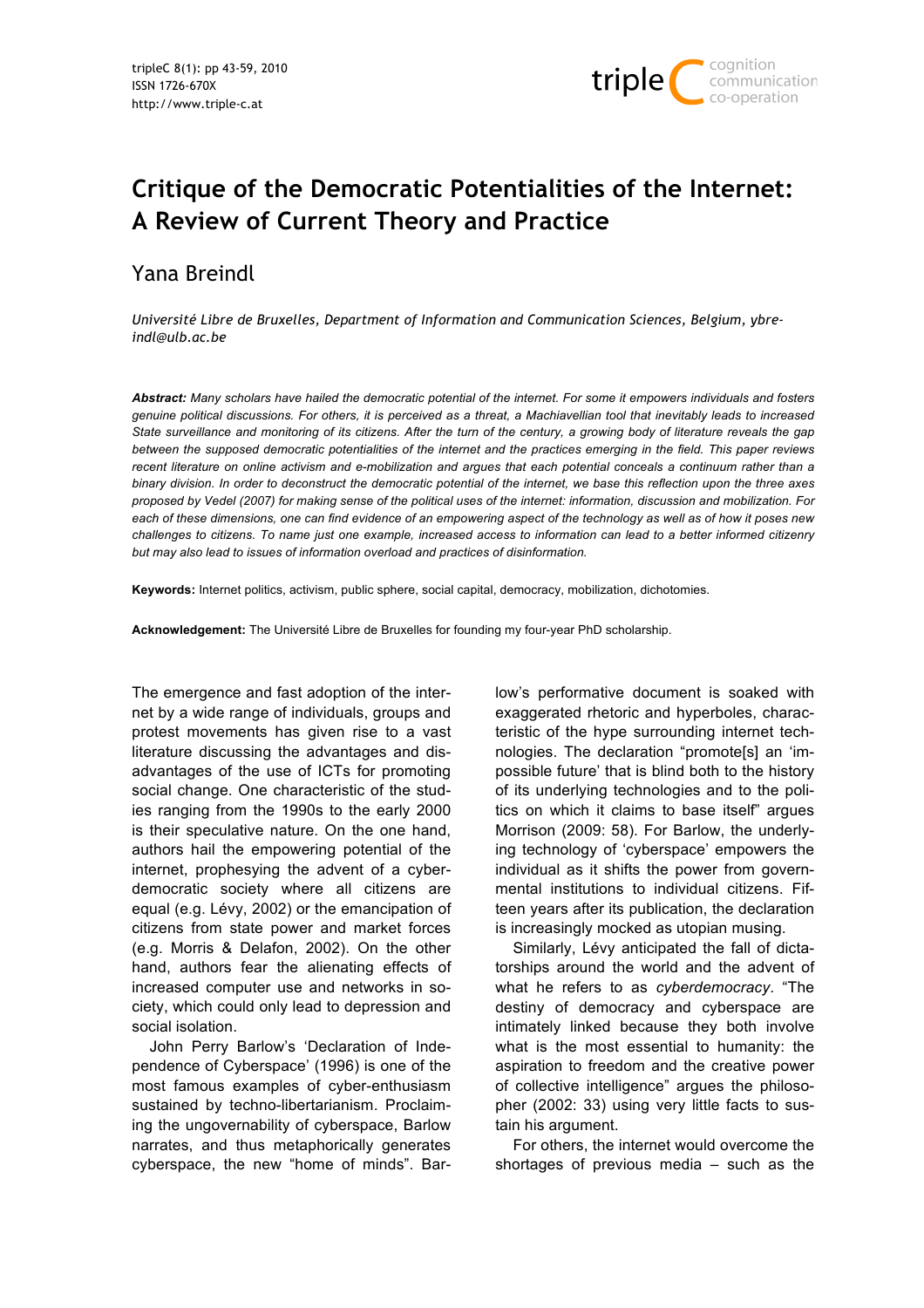# Critique of the Democratic Potentialities of the Internet: A Review of Current Theory and Practice

Yana Breindl

*Université Libre de Bruxelles, Department of Information and Communication Sciences, Belgium, ybreindl@ulb.ac.be*

***Abstract:*** *Many scholars have hailed the democratic potential of the internet. For some it empowers individuals and fosters genuine political discussions. For others, it is perceived as a threat, a Machiavellian tool that inevitably leads to increased State surveillance and monitoring of its citizens. After the turn of the century, a growing body of literature reveals the gap between the supposed democratic potentialities of the internet and the practices emerging in the field. This paper reviews recent literature on online activism and e-mobilization and argues that each potential conceals a continuum rather than a binary division. In order to deconstruct the democratic potential of the internet, we base this reflection upon the three axes proposed by Vedel (2007) for making sense of the political uses of the internet: information, discussion and mobilization. For each of these dimensions, one can find evidence of an empowering aspect of the technology as well as of how it poses new challenges to citizens. To name just one example, increased access to information can lead to a better informed citizenry but may also lead to issues of information overload and practices of disinformation.*

**Keywords:** Internet politics, activism, public sphere, social capital, democracy, mobilization, dichotomies.

**Acknowledgement:** The Université Libre de Bruxelles for founding my four-year PhD scholarship.

The emergence and fast adoption of the internet by a wide range of individuals, groups and protest movements has given rise to a vast literature discussing the advantages and disadvantages of the use of ICTs for promoting social change. One characteristic of the studies ranging from the 1990s to the early 2000 is their speculative nature. On the one hand, authors hail the empowering potential of the internet, prophesying the advent of a cyber-democratic society where all citizens are equal (e.g. Lévy, 2002) or the emancipation of citizens from state power and market forces (e.g. Morris & Delafon, 2002). On the other hand, authors fear the alienating effects of increased computer use and networks in society, which could only lead to depression and social isolation.

John Perry Barlow's 'Declaration of Independence of Cyberspace' (1996) is one of the most famous examples of cyber-enthusiasm sustained by techno-libertarianism. Proclaiming the ungovernability of cyberspace, Barlow narrates, and thus metaphorically generates cyberspace, the new "home of minds". Barlow's performative document is soaked with exaggerated rhetoric and hyperboles, characteristic of the hype surrounding internet technologies. The declaration "promote[s] an 'impossible future' that is blind both to the history of its underlying technologies and to the politics on which it claims to base itself" argues Morrison (2009: 58). For Barlow, the underlying technology of 'cyberspace' empowers the individual as it shifts the power from governmental institutions to individual citizens. Fifteen years after its publication, the declaration is increasingly mocked as utopian musing.

Similarly, Lévy anticipated the fall of dictatorships around the world and the advent of what he refers to as *cyberdemocracy*. "The destiny of democracy and cyberspace are intimately linked because they both involve what is the most essential to humanity: the aspiration to freedom and the creative power of collective intelligence" argues the philosopher (2002: 33) using very little facts to sustain his argument.

For others, the internet would overcome the shortages of previous media – such as the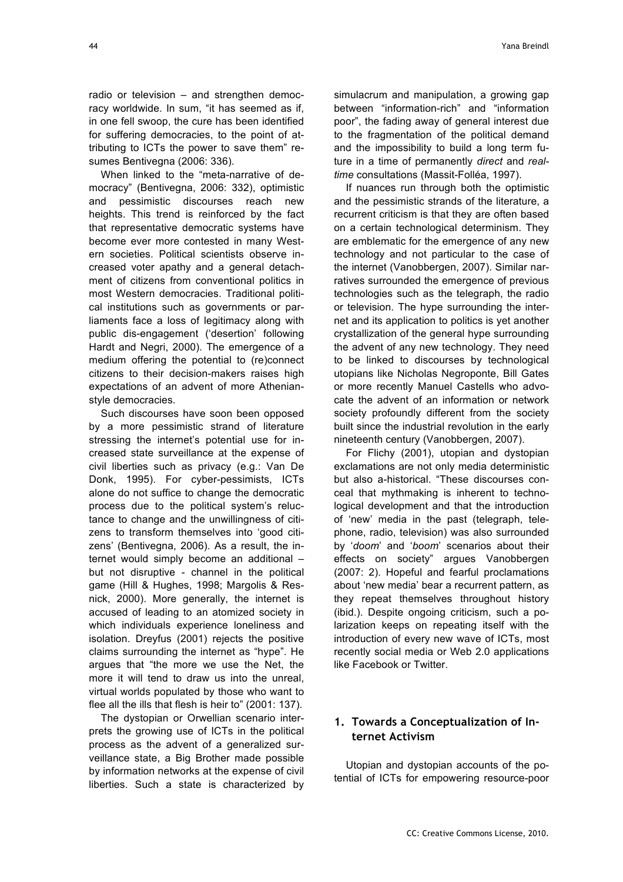radio or television – and strengthen democracy worldwide. In sum, "it has seemed as if, in one fell swoop, the cure has been identified for suffering democracies, to the point of attributing to ICTs the power to save them" resumes Bentivegna (2006: 336).

When linked to the "meta-narrative of democracy" (Bentivegna, 2006: 332), optimistic and pessimistic discourses reach new heights. This trend is reinforced by the fact that representative democratic systems have become ever more contested in many Western societies. Political scientists observe increased voter apathy and a general detachment of citizens from conventional politics in most Western democracies. Traditional political institutions such as governments or parliaments face a loss of legitimacy along with public dis-engagement ('desertion' following Hardt and Negri, 2000). The emergence of a medium offering the potential to (re)connect citizens to their decision-makers raises high expectations of an advent of more Athenian-style democracies.

Such discourses have soon been opposed by a more pessimistic strand of literature stressing the internet's potential use for increased state surveillance at the expense of civil liberties such as privacy (e.g.: Van De Donk, 1995). For cyber-pessimists, ICTs alone do not suffice to change the democratic process due to the political system's reluctance to change and the unwillingness of citizens to transform themselves into 'good citizens' (Bentivegna, 2006). As a result, the internet would simply become an additional – but not disruptive - channel in the political game (Hill & Hughes, 1998; Margolis & Resnick, 2000). More generally, the internet is accused of leading to an atomized society in which individuals experience loneliness and isolation. Dreyfus (2001) rejects the positive claims surrounding the internet as "hype". He argues that "the more we use the Net, the more it will tend to draw us into the unreal, virtual worlds populated by those who want to flee all the ills that flesh is heir to" (2001: 137).

The dystopian or Orwellian scenario interprets the growing use of ICTs in the political process as the advent of a generalized surveillance state, a Big Brother made possible by information networks at the expense of civil liberties. Such a state is characterized by simulacrum and manipulation, a growing gap between "information-rich" and "information poor", the fading away of general interest due to the fragmentation of the political demand and the impossibility to build a long term future in a time of permanently *direct* and *real-time* consultations (Massit-Folléa, 1997).

If nuances run through both the optimistic and the pessimistic strands of the literature, a recurrent criticism is that they are often based on a certain technological determinism. They are emblematic for the emergence of any new technology and not particular to the case of the internet (Vanobbergen, 2007). Similar narratives surrounded the emergence of previous technologies such as the telegraph, the radio or television. The hype surrounding the internet and its application to politics is yet another crystallization of the general hype surrounding the advent of any new technology. They need to be linked to discourses by technological utopians like Nicholas Negroponte, Bill Gates or more recently Manuel Castells who advocate the advent of an information or network society profoundly different from the society built since the industrial revolution in the early nineteenth century (Vanobbergen, 2007).

For Flichy (2001), utopian and dystopian exclamations are not only media deterministic but also a-historical. "These discourses conceal that mythmaking is inherent to technological development and that the introduction of 'new' media in the past (telegraph, telephone, radio, television) was also surrounded by '*doom*' and '*boom*' scenarios about their effects on society" argues Vanobbergen (2007: 2). Hopeful and fearful proclamations about 'new media' bear a recurrent pattern, as they repeat themselves throughout history (ibid.). Despite ongoing criticism, such a polarization keeps on repeating itself with the introduction of every new wave of ICTs, most recently social media or Web 2.0 applications like Facebook or Twitter.

## 1. Towards a Conceptualization of Internet Activism

Utopian and dystopian accounts of the potential of ICTs for empowering resource-poor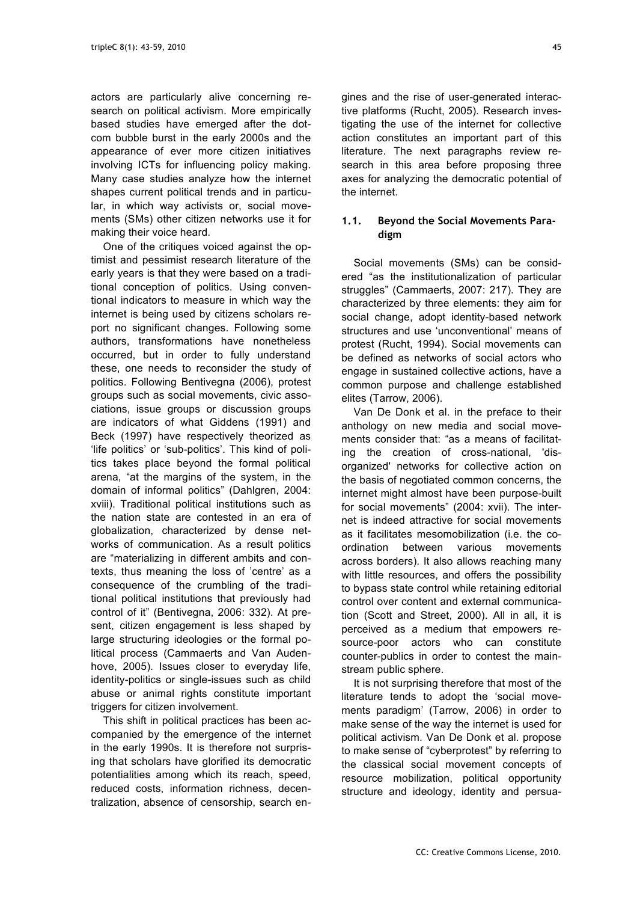actors are particularly alive concerning research on political activism. More empirically based studies have emerged after the dot-com bubble burst in the early 2000s and the appearance of ever more citizen initiatives involving ICTs for influencing policy making. Many case studies analyze how the internet shapes current political trends and in particular, in which way activists or, social movements (SMs) other citizen networks use it for making their voice heard.

One of the critiques voiced against the optimist and pessimist research literature of the early years is that they were based on a traditional conception of politics. Using conventional indicators to measure in which way the internet is being used by citizens scholars report no significant changes. Following some authors, transformations have nonetheless occurred, but in order to fully understand these, one needs to reconsider the study of politics. Following Bentivegna (2006), protest groups such as social movements, civic associations, issue groups or discussion groups are indicators of what Giddens (1991) and Beck (1997) have respectively theorized as 'life politics' or 'sub-politics'. This kind of politics takes place beyond the formal political arena, "at the margins of the system, in the domain of informal politics" (Dahlgren, 2004: xviii). Traditional political institutions such as the nation state are contested in an era of globalization, characterized by dense networks of communication. As a result politics are "materializing in different ambits and contexts, thus meaning the loss of 'centre' as a consequence of the crumbling of the traditional political institutions that previously had control of it" (Bentivegna, 2006: 332). At present, citizen engagement is less shaped by large structuring ideologies or the formal political process (Cammaerts and Van Audenhove, 2005). Issues closer to everyday life, identity-politics or single-issues such as child abuse or animal rights constitute important triggers for citizen involvement.

This shift in political practices has been accompanied by the emergence of the internet in the early 1990s. It is therefore not surprising that scholars have glorified its democratic potentialities among which its reach, speed, reduced costs, information richness, decentralization, absence of censorship, search engines and the rise of user-generated interactive platforms (Rucht, 2005). Research investigating the use of the internet for collective action constitutes an important part of this literature. The next paragraphs review research in this area before proposing three axes for analyzing the democratic potential of the internet.

### 1.1. Beyond the Social Movements Paradigm

Social movements (SMs) can be considered "as the institutionalization of particular struggles" (Cammaerts, 2007: 217). They are characterized by three elements: they aim for social change, adopt identity-based network structures and use 'unconventional' means of protest (Rucht, 1994). Social movements can be defined as networks of social actors who engage in sustained collective actions, have a common purpose and challenge established elites (Tarrow, 2006).

Van De Donk et al. in the preface to their anthology on new media and social movements consider that: "as a means of facilitating the creation of cross-national, 'disorganized' networks for collective action on the basis of negotiated common concerns, the internet might almost have been purpose-built for social movements" (2004: xvii). The internet is indeed attractive for social movements as it facilitates mesomobilization (i.e. the coordination between various movements across borders). It also allows reaching many with little resources, and offers the possibility to bypass state control while retaining editorial control over content and external communication (Scott and Street, 2000). All in all, it is perceived as a medium that empowers resource-poor actors who can constitute counter-publics in order to contest the mainstream public sphere.

It is not surprising therefore that most of the literature tends to adopt the 'social movements paradigm' (Tarrow, 2006) in order to make sense of the way the internet is used for political activism. Van De Donk et al. propose to make sense of "cyberprotest" by referring to the classical social movement concepts of resource mobilization, political opportunity structure and ideology, identity and persua-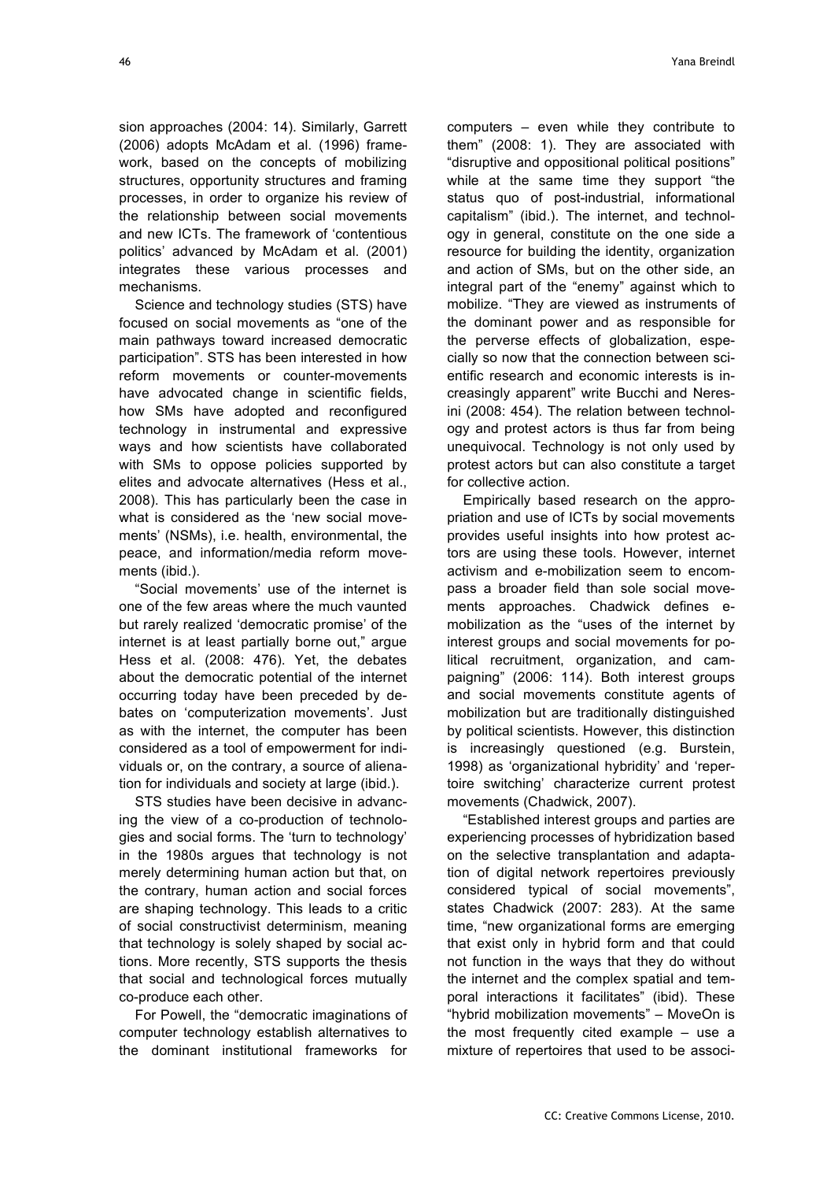sion approaches (2004: 14). Similarly, Garrett (2006) adopts McAdam et al. (1996) framework, based on the concepts of mobilizing structures, opportunity structures and framing processes, in order to organize his review of the relationship between social movements and new ICTs. The framework of 'contentious politics' advanced by McAdam et al. (2001) integrates these various processes and mechanisms.

Science and technology studies (STS) have focused on social movements as "one of the main pathways toward increased democratic participation". STS has been interested in how reform movements or counter-movements have advocated change in scientific fields, how SMs have adopted and reconfigured technology in instrumental and expressive ways and how scientists have collaborated with SMs to oppose policies supported by elites and advocate alternatives (Hess et al., 2008). This has particularly been the case in what is considered as the 'new social movements' (NSMs), i.e. health, environmental, the peace, and information/media reform movements (ibid.).

"Social movements' use of the internet is one of the few areas where the much vaunted but rarely realized 'democratic promise' of the internet is at least partially borne out," argue Hess et al. (2008: 476). Yet, the debates about the democratic potential of the internet occurring today have been preceded by debates on 'computerization movements'. Just as with the internet, the computer has been considered as a tool of empowerment for individuals or, on the contrary, a source of alienation for individuals and society at large (ibid.).

STS studies have been decisive in advancing the view of a co-production of technologies and social forms. The 'turn to technology' in the 1980s argues that technology is not merely determining human action but that, on the contrary, human action and social forces are shaping technology. This leads to a critic of social constructivist determinism, meaning that technology is solely shaped by social actions. More recently, STS supports the thesis that social and technological forces mutually co-produce each other.

For Powell, the "democratic imaginations of computer technology establish alternatives to the dominant institutional frameworks for computers – even while they contribute to them" (2008: 1). They are associated with "disruptive and oppositional political positions" while at the same time they support "the status quo of post-industrial, informational capitalism" (ibid.). The internet, and technology in general, constitute on the one side a resource for building the identity, organization and action of SMs, but on the other side, an integral part of the "enemy" against which to mobilize. "They are viewed as instruments of the dominant power and as responsible for the perverse effects of globalization, especially so now that the connection between scientific research and economic interests is increasingly apparent" write Bucchi and Neresini (2008: 454). The relation between technology and protest actors is thus far from being unequivocal. Technology is not only used by protest actors but can also constitute a target for collective action.

Empirically based research on the appropriation and use of ICTs by social movements provides useful insights into how protest actors are using these tools. However, internet activism and e-mobilization seem to encompass a broader field than sole social movements approaches. Chadwick defines e-mobilization as the "uses of the internet by interest groups and social movements for political recruitment, organization, and campaigning" (2006: 114). Both interest groups and social movements constitute agents of mobilization but are traditionally distinguished by political scientists. However, this distinction is increasingly questioned (e.g. Burstein, 1998) as 'organizational hybridity' and 'repertoire switching' characterize current protest movements (Chadwick, 2007).

"Established interest groups and parties are experiencing processes of hybridization based on the selective transplantation and adaptation of digital network repertoires previously considered typical of social movements", states Chadwick (2007: 283). At the same time, "new organizational forms are emerging that exist only in hybrid form and that could not function in the ways that they do without the internet and the complex spatial and temporal interactions it facilitates" (ibid). These "hybrid mobilization movements" – MoveOn is the most frequently cited example – use a mixture of repertoires that used to be associ-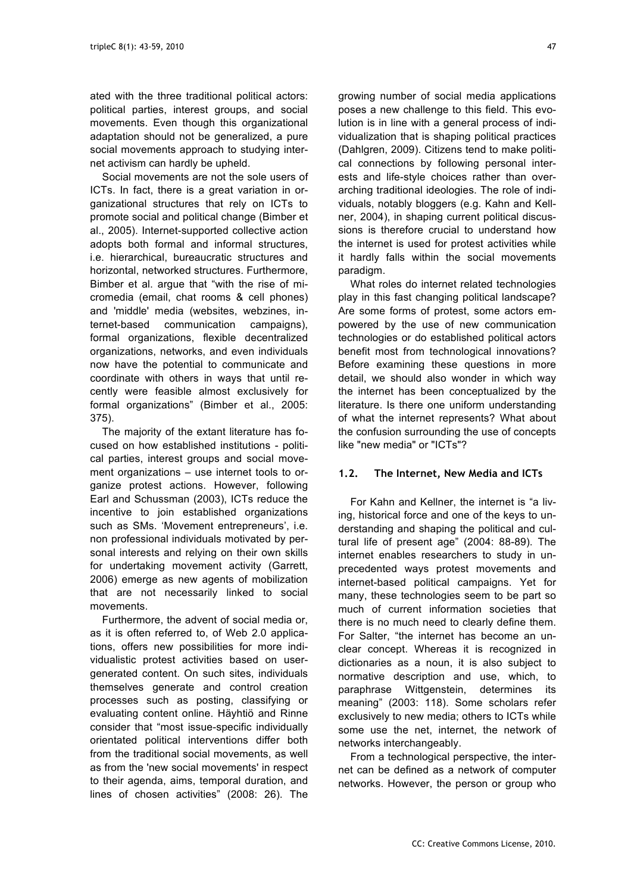ated with the three traditional political actors: political parties, interest groups, and social movements. Even though this organizational adaptation should not be generalized, a pure social movements approach to studying internet activism can hardly be upheld.

Social movements are not the sole users of ICTs. In fact, there is a great variation in organizational structures that rely on ICTs to promote social and political change (Bimber et al., 2005). Internet-supported collective action adopts both formal and informal structures, i.e. hierarchical, bureaucratic structures and horizontal, networked structures. Furthermore, Bimber et al. argue that "with the rise of micromedia (email, chat rooms & cell phones) and 'middle' media (websites, webzines, internet-based communication campaigns), formal organizations, flexible decentralized organizations, networks, and even individuals now have the potential to communicate and coordinate with others in ways that until recently were feasible almost exclusively for formal organizations" (Bimber et al., 2005: 375).

The majority of the extant literature has focused on how established institutions - political parties, interest groups and social movement organizations – use internet tools to organize protest actions. However, following Earl and Schussman (2003), ICTs reduce the incentive to join established organizations such as SMs. 'Movement entrepreneurs', i.e. non professional individuals motivated by personal interests and relying on their own skills for undertaking movement activity (Garrett, 2006) emerge as new agents of mobilization that are not necessarily linked to social movements.

Furthermore, the advent of social media or, as it is often referred to, of Web 2.0 applications, offers new possibilities for more individualistic protest activities based on user-generated content. On such sites, individuals themselves generate and control creation processes such as posting, classifying or evaluating content online. Häyhtiö and Rinne consider that "most issue-specific individually orientated political interventions differ both from the traditional social movements, as well as from the 'new social movements' in respect to their agenda, aims, temporal duration, and lines of chosen activities" (2008: 26). The growing number of social media applications poses a new challenge to this field. This evolution is in line with a general process of individualization that is shaping political practices (Dahlgren, 2009). Citizens tend to make political connections by following personal interests and life-style choices rather than overarching traditional ideologies. The role of individuals, notably bloggers (e.g. Kahn and Kellner, 2004), in shaping current political discussions is therefore crucial to understand how the internet is used for protest activities while it hardly falls within the social movements paradigm.

What roles do internet related technologies play in this fast changing political landscape? Are some forms of protest, some actors empowered by the use of new communication technologies or do established political actors benefit most from technological innovations? Before examining these questions in more detail, we should also wonder in which way the internet has been conceptualized by the literature. Is there one uniform understanding of what the internet represents? What about the confusion surrounding the use of concepts like "new media" or "ICTs"?

### 1.2. The Internet, New Media and ICTs

For Kahn and Kellner, the internet is "a living, historical force and one of the keys to understanding and shaping the political and cultural life of present age" (2004: 88-89). The internet enables researchers to study in unprecedented ways protest movements and internet-based political campaigns. Yet for many, these technologies seem to be part so much of current information societies that there is no much need to clearly define them. For Salter, "the internet has become an unclear concept. Whereas it is recognized in dictionaries as a noun, it is also subject to normative description and use, which, to paraphrase Wittgenstein, determines its meaning" (2003: 118). Some scholars refer exclusively to new media; others to ICTs while some use the net, internet, the network of networks interchangeably.

From a technological perspective, the internet can be defined as a network of computer networks. However, the person or group who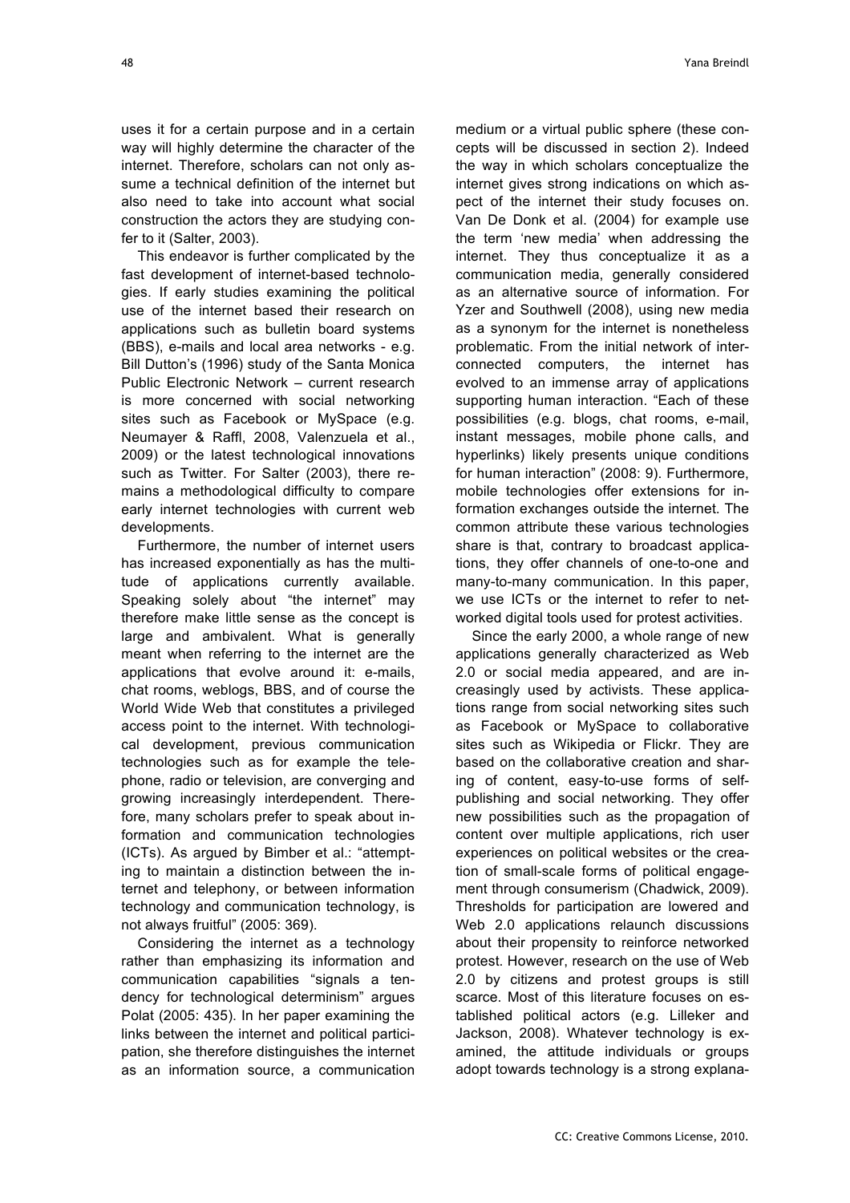uses it for a certain purpose and in a certain way will highly determine the character of the internet. Therefore, scholars can not only assume a technical definition of the internet but also need to take into account what social construction the actors they are studying confer to it (Salter, 2003).

This endeavor is further complicated by the fast development of internet-based technologies. If early studies examining the political use of the internet based their research on applications such as bulletin board systems (BBS), e-mails and local area networks - e.g. Bill Dutton's (1996) study of the Santa Monica Public Electronic Network – current research is more concerned with social networking sites such as Facebook or MySpace (e.g. Neumayer & Raffl, 2008, Valenzuela et al., 2009) or the latest technological innovations such as Twitter. For Salter (2003), there remains a methodological difficulty to compare early internet technologies with current web developments.

Furthermore, the number of internet users has increased exponentially as has the multitude of applications currently available. Speaking solely about "the internet" may therefore make little sense as the concept is large and ambivalent. What is generally meant when referring to the internet are the applications that evolve around it: e-mails, chat rooms, weblogs, BBS, and of course the World Wide Web that constitutes a privileged access point to the internet. With technological development, previous communication technologies such as for example the telephone, radio or television, are converging and growing increasingly interdependent. Therefore, many scholars prefer to speak about information and communication technologies (ICTs). As argued by Bimber et al.: "attempting to maintain a distinction between the internet and telephony, or between information technology and communication technology, is not always fruitful" (2005: 369).

Considering the internet as a technology rather than emphasizing its information and communication capabilities "signals a tendency for technological determinism" argues Polat (2005: 435). In her paper examining the links between the internet and political participation, she therefore distinguishes the internet as an information source, a communication medium or a virtual public sphere (these concepts will be discussed in section 2). Indeed the way in which scholars conceptualize the internet gives strong indications on which aspect of the internet their study focuses on. Van De Donk et al. (2004) for example use the term 'new media' when addressing the internet. They thus conceptualize it as a communication media, generally considered as an alternative source of information. For Yzer and Southwell (2008), using new media as a synonym for the internet is nonetheless problematic. From the initial network of interconnected computers, the internet has evolved to an immense array of applications supporting human interaction. "Each of these possibilities (e.g. blogs, chat rooms, e-mail, instant messages, mobile phone calls, and hyperlinks) likely presents unique conditions for human interaction" (2008: 9). Furthermore, mobile technologies offer extensions for information exchanges outside the internet. The common attribute these various technologies share is that, contrary to broadcast applications, they offer channels of one-to-one and many-to-many communication. In this paper, we use ICTs or the internet to refer to networked digital tools used for protest activities.

Since the early 2000, a whole range of new applications generally characterized as Web 2.0 or social media appeared, and are increasingly used by activists. These applications range from social networking sites such as Facebook or MySpace to collaborative sites such as Wikipedia or Flickr. They are based on the collaborative creation and sharing of content, easy-to-use forms of self-publishing and social networking. They offer new possibilities such as the propagation of content over multiple applications, rich user experiences on political websites or the creation of small-scale forms of political engagement through consumerism (Chadwick, 2009). Thresholds for participation are lowered and Web 2.0 applications relaunch discussions about their propensity to reinforce networked protest. However, research on the use of Web 2.0 by citizens and protest groups is still scarce. Most of this literature focuses on established political actors (e.g. Lilleker and Jackson, 2008). Whatever technology is examined, the attitude individuals or groups adopt towards technology is a strong explana-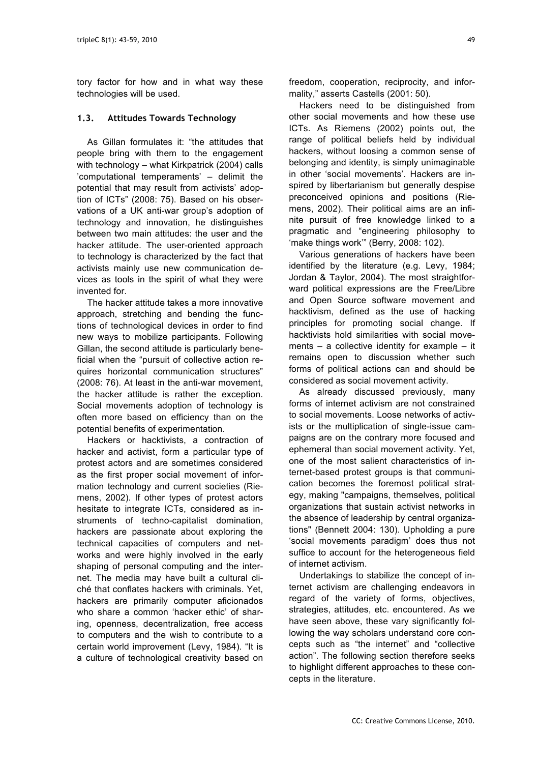tory factor for how and in what way these technologies will be used.

### 1.3. Attitudes Towards Technology

As Gillan formulates it: "the attitudes that people bring with them to the engagement with technology – what Kirkpatrick (2004) calls 'computational temperaments' – delimit the potential that may result from activists' adoption of ICTs" (2008: 75). Based on his observations of a UK anti-war group's adoption of technology and innovation, he distinguishes between two main attitudes: the user and the hacker attitude. The user-oriented approach to technology is characterized by the fact that activists mainly use new communication devices as tools in the spirit of what they were invented for.

The hacker attitude takes a more innovative approach, stretching and bending the functions of technological devices in order to find new ways to mobilize participants. Following Gillan, the second attitude is particularly beneficial when the "pursuit of collective action requires horizontal communication structures" (2008: 76). At least in the anti-war movement, the hacker attitude is rather the exception. Social movements adoption of technology is often more based on efficiency than on the potential benefits of experimentation.

Hackers or hacktivists, a contraction of hacker and activist, form a particular type of protest actors and are sometimes considered as the first proper social movement of information technology and current societies (Riemens, 2002). If other types of protest actors hesitate to integrate ICTs, considered as instruments of techno-capitalist domination, hackers are passionate about exploring the technical capacities of computers and networks and were highly involved in the early shaping of personal computing and the internet. The media may have built a cultural cliché that conflates hackers with criminals. Yet, hackers are primarily computer aficionados who share a common 'hacker ethic' of sharing, openness, decentralization, free access to computers and the wish to contribute to a certain world improvement (Levy, 1984). "It is a culture of technological creativity based on freedom, cooperation, reciprocity, and informality," asserts Castells (2001: 50).

Hackers need to be distinguished from other social movements and how these use ICTs. As Riemens (2002) points out, the range of political beliefs held by individual hackers, without loosing a common sense of belonging and identity, is simply unimaginable in other 'social movements'. Hackers are inspired by libertarianism but generally despise preconceived opinions and positions (Riemens, 2002). Their political aims are an infinite pursuit of free knowledge linked to a pragmatic and "engineering philosophy to 'make things work'" (Berry, 2008: 102).

Various generations of hackers have been identified by the literature (e.g. Levy, 1984; Jordan & Taylor, 2004). The most straightforward political expressions are the Free/Libre and Open Source software movement and hacktivism, defined as the use of hacking principles for promoting social change. If hacktivists hold similarities with social movements – a collective identity for example – it remains open to discussion whether such forms of political actions can and should be considered as social movement activity.

As already discussed previously, many forms of internet activism are not constrained to social movements. Loose networks of activists or the multiplication of single-issue campaigns are on the contrary more focused and ephemeral than social movement activity. Yet, one of the most salient characteristics of internet-based protest groups is that communication becomes the foremost political strategy, making "campaigns, themselves, political organizations that sustain activist networks in the absence of leadership by central organizations" (Bennett 2004: 130). Upholding a pure 'social movements paradigm' does thus not suffice to account for the heterogeneous field of internet activism.

Undertakings to stabilize the concept of internet activism are challenging endeavors in regard of the variety of forms, objectives, strategies, attitudes, etc. encountered. As we have seen above, these vary significantly following the way scholars understand core concepts such as "the internet" and "collective action". The following section therefore seeks to highlight different approaches to these concepts in the literature.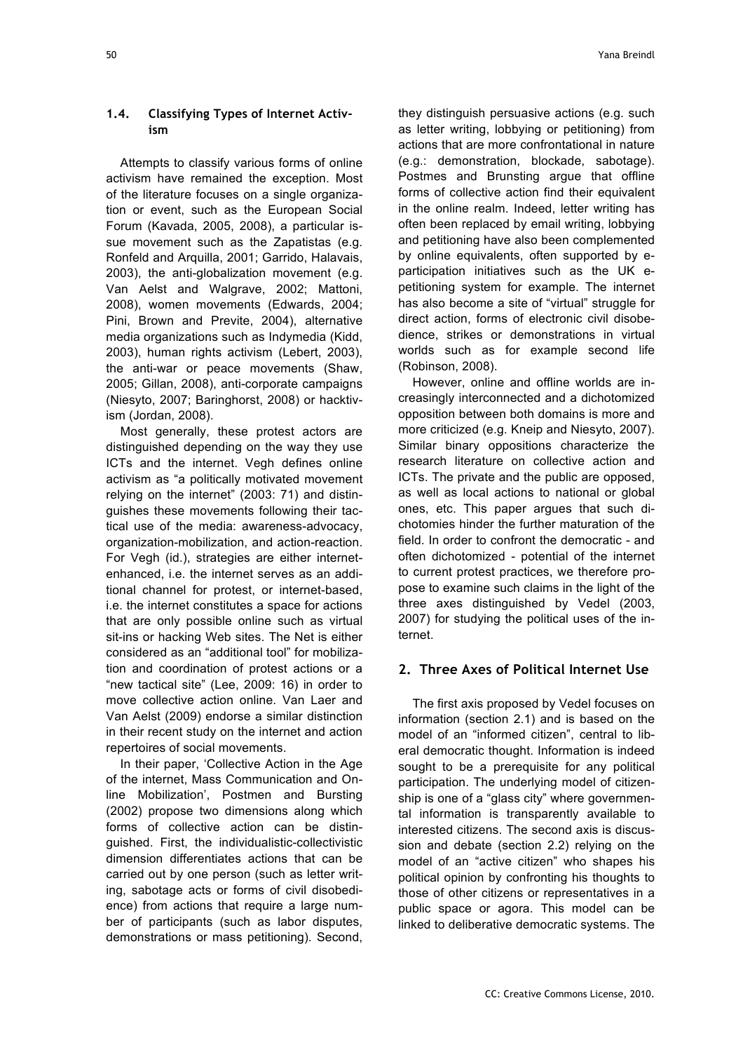### 1.4. Classifying Types of Internet Activism

Attempts to classify various forms of online activism have remained the exception. Most of the literature focuses on a single organization or event, such as the European Social Forum (Kavada, 2005, 2008), a particular issue movement such as the Zapatistas (e.g. Ronfeld and Arquilla, 2001; Garrido, Halavais, 2003), the anti-globalization movement (e.g. Van Aelst and Walgrave, 2002; Mattoni, 2008), women movements (Edwards, 2004; Pini, Brown and Previte, 2004), alternative media organizations such as Indymedia (Kidd, 2003), human rights activism (Lebert, 2003), the anti-war or peace movements (Shaw, 2005; Gillan, 2008), anti-corporate campaigns (Niesyto, 2007; Baringhorst, 2008) or hacktivism (Jordan, 2008).

Most generally, these protest actors are distinguished depending on the way they use ICTs and the internet. Vegh defines online activism as "a politically motivated movement relying on the internet" (2003: 71) and distinguishes these movements following their tactical use of the media: awareness-advocacy, organization-mobilization, and action-reaction. For Vegh (id.), strategies are either internet-enhanced, i.e. the internet serves as an additional channel for protest, or internet-based, i.e. the internet constitutes a space for actions that are only possible online such as virtual sit-ins or hacking Web sites. The Net is either considered as an "additional tool" for mobilization and coordination of protest actions or a "new tactical site" (Lee, 2009: 16) in order to move collective action online. Van Laer and Van Aelst (2009) endorse a similar distinction in their recent study on the internet and action repertoires of social movements.

In their paper, 'Collective Action in the Age of the internet, Mass Communication and Online Mobilization', Postmen and Bursting (2002) propose two dimensions along which forms of collective action can be distinguished. First, the individualistic-collectivistic dimension differentiates actions that can be carried out by one person (such as letter writing, sabotage acts or forms of civil disobedience) from actions that require a large number of participants (such as labor disputes, demonstrations or mass petitioning). Second, they distinguish persuasive actions (e.g. such as letter writing, lobbying or petitioning) from actions that are more confrontational in nature (e.g.: demonstration, blockade, sabotage). Postmes and Brunsting argue that offline forms of collective action find their equivalent in the online realm. Indeed, letter writing has often been replaced by email writing, lobbying and petitioning have also been complemented by online equivalents, often supported by e-participation initiatives such as the UK e-petitioning system for example. The internet has also become a site of "virtual" struggle for direct action, forms of electronic civil disobedience, strikes or demonstrations in virtual worlds such as for example second life (Robinson, 2008).

However, online and offline worlds are increasingly interconnected and a dichotomized opposition between both domains is more and more criticized (e.g. Kneip and Niesyto, 2007). Similar binary oppositions characterize the research literature on collective action and ICTs. The private and the public are opposed, as well as local actions to national or global ones, etc. This paper argues that such dichotomies hinder the further maturation of the field. In order to confront the democratic - and often dichotomized - potential of the internet to current protest practices, we therefore propose to examine such claims in the light of the three axes distinguished by Vedel (2003, 2007) for studying the political uses of the internet.

## 2. Three Axes of Political Internet Use

The first axis proposed by Vedel focuses on information (section 2.1) and is based on the model of an "informed citizen", central to liberal democratic thought. Information is indeed sought to be a prerequisite for any political participation. The underlying model of citizenship is one of a "glass city" where governmental information is transparently available to interested citizens. The second axis is discussion and debate (section 2.2) relying on the model of an "active citizen" who shapes his political opinion by confronting his thoughts to those of other citizens or representatives in a public space or agora. This model can be linked to deliberative democratic systems. The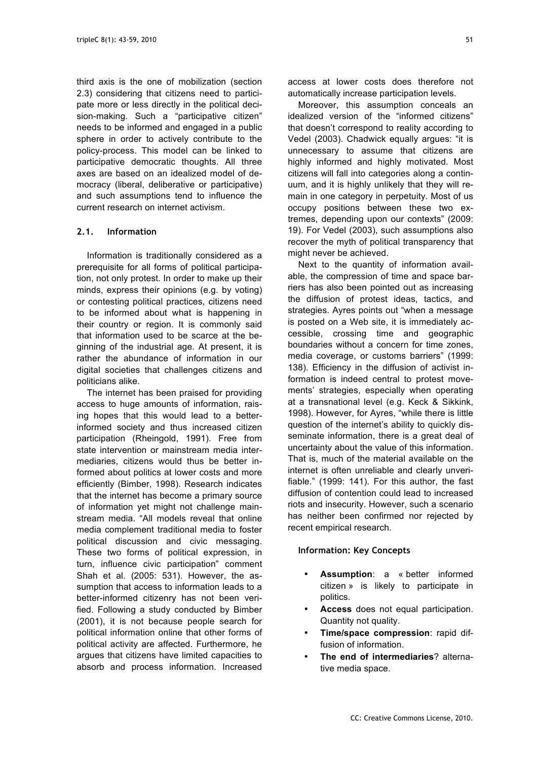third axis is the one of mobilization (section 2.3) considering that citizens need to participate more or less directly in the political decision-making. Such a "participative citizen" needs to be informed and engaged in a public sphere in order to actively contribute to the policy-process. This model can be linked to participative democratic thoughts. All three axes are based on an idealized model of democracy (liberal, deliberative or participative) and such assumptions tend to influence the current research on internet activism.

### 2.1. Information

Information is traditionally considered as a prerequisite for all forms of political participation, not only protest. In order to make up their minds, express their opinions (e.g. by voting) or contesting political practices, citizens need to be informed about what is happening in their country or region. It is commonly said that information used to be scarce at the beginning of the industrial age. At present, it is rather the abundance of information in our digital societies that challenges citizens and politicians alike.

The internet has been praised for providing access to huge amounts of information, raising hopes that this would lead to a better-informed society and thus increased citizen participation (Rheingold, 1991). Free from state intervention or mainstream media intermediaries, citizens would thus be better informed about politics at lower costs and more efficiently (Bimber, 1998). Research indicates that the internet has become a primary source of information yet might not challenge mainstream media. "All models reveal that online media complement traditional media to foster political discussion and civic messaging. These two forms of political expression, in turn, influence civic participation" comment Shah et al. (2005: 531). However, the assumption that access to information leads to a better-informed citizenry has not been verified. Following a study conducted by Bimber (2001), it is not because people search for political information online that other forms of political activity are affected. Furthermore, he argues that citizens have limited capacities to absorb and process information. Increased access at lower costs does therefore not automatically increase participation levels.

Moreover, this assumption conceals an idealized version of the "informed citizens" that doesn't correspond to reality according to Vedel (2003). Chadwick equally argues: "it is unnecessary to assume that citizens are highly informed and highly motivated. Most citizens will fall into categories along a continuum, and it is highly unlikely that they will remain in one category in perpetuity. Most of us occupy positions between these two extremes, depending upon our contexts" (2009: 19). For Vedel (2003), such assumptions also recover the myth of political transparency that might never be achieved.

Next to the quantity of information available, the compression of time and space barriers has also been pointed out as increasing the diffusion of protest ideas, tactics, and strategies. Ayres points out "when a message is posted on a Web site, it is immediately accessible, crossing time and geographic boundaries without a concern for time zones, media coverage, or customs barriers" (1999: 138). Efficiency in the diffusion of activist information is indeed central to protest movements' strategies, especially when operating at a transnational level (e.g. Keck & Sikkink, 1998). However, for Ayres, "while there is little question of the internet's ability to quickly disseminate information, there is a great deal of uncertainty about the value of this information. That is, much of the material available on the internet is often unreliable and clearly unverifiable." (1999: 141). For this author, the fast diffusion of contention could lead to increased riots and insecurity. However, such a scenario has neither been confirmed nor rejected by recent empirical research.

#### Information: Key Concepts

- **Assumption**: a « better informed citizen » is likely to participate in politics.
- **Access** does not equal participation. Quantity not quality.
- **Time/space compression**: rapid diffusion of information.
- **The end of intermediaries**? alternative media space.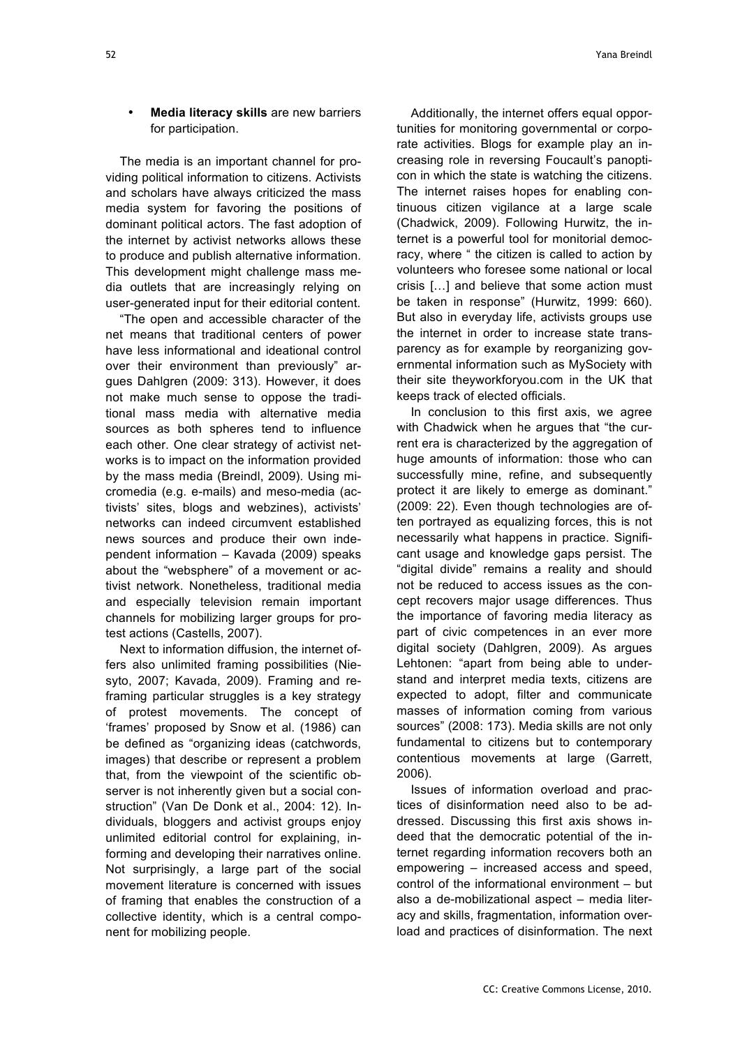- **Media literacy skills** are new barriers for participation.

The media is an important channel for providing political information to citizens. Activists and scholars have always criticized the mass media system for favoring the positions of dominant political actors. The fast adoption of the internet by activist networks allows these to produce and publish alternative information. This development might challenge mass media outlets that are increasingly relying on user-generated input for their editorial content.

"The open and accessible character of the net means that traditional centers of power have less informational and ideational control over their environment than previously" argues Dahlgren (2009: 313). However, it does not make much sense to oppose the traditional mass media with alternative media sources as both spheres tend to influence each other. One clear strategy of activist networks is to impact on the information provided by the mass media (Breindl, 2009). Using micromedia (e.g. e-mails) and meso-media (activists' sites, blogs and webzines), activists' networks can indeed circumvent established news sources and produce their own independent information – Kavada (2009) speaks about the "websphere" of a movement or activist network. Nonetheless, traditional media and especially television remain important channels for mobilizing larger groups for protest actions (Castells, 2007).

Next to information diffusion, the internet offers also unlimited framing possibilities (Niesyto, 2007; Kavada, 2009). Framing and reframing particular struggles is a key strategy of protest movements. The concept of 'frames' proposed by Snow et al. (1986) can be defined as "organizing ideas (catchwords, images) that describe or represent a problem that, from the viewpoint of the scientific observer is not inherently given but a social construction" (Van De Donk et al., 2004: 12). Individuals, bloggers and activist groups enjoy unlimited editorial control for explaining, informing and developing their narratives online. Not surprisingly, a large part of the social movement literature is concerned with issues of framing that enables the construction of a collective identity, which is a central component for mobilizing people.

Additionally, the internet offers equal opportunities for monitoring governmental or corporate activities. Blogs for example play an increasing role in reversing Foucault's panopticon in which the state is watching the citizens. The internet raises hopes for enabling continuous citizen vigilance at a large scale (Chadwick, 2009). Following Hurwitz, the internet is a powerful tool for monitorial democracy, where " the citizen is called to action by volunteers who foresee some national or local crisis […] and believe that some action must be taken in response" (Hurwitz, 1999: 660). But also in everyday life, activists groups use the internet in order to increase state transparency as for example by reorganizing governmental information such as MySociety with their site theyworkforyou.com in the UK that keeps track of elected officials.

In conclusion to this first axis, we agree with Chadwick when he argues that "the current era is characterized by the aggregation of huge amounts of information: those who can successfully mine, refine, and subsequently protect it are likely to emerge as dominant." (2009: 22). Even though technologies are often portrayed as equalizing forces, this is not necessarily what happens in practice. Significant usage and knowledge gaps persist. The "digital divide" remains a reality and should not be reduced to access issues as the concept recovers major usage differences. Thus the importance of favoring media literacy as part of civic competences in an ever more digital society (Dahlgren, 2009). As argues Lehtonen: "apart from being able to understand and interpret media texts, citizens are expected to adopt, filter and communicate masses of information coming from various sources" (2008: 173). Media skills are not only fundamental to citizens but to contemporary contentious movements at large (Garrett, 2006).

Issues of information overload and practices of disinformation need also to be addressed. Discussing this first axis shows indeed that the democratic potential of the internet regarding information recovers both an empowering – increased access and speed, control of the informational environment – but also a de-mobilizational aspect – media literacy and skills, fragmentation, information overload and practices of disinformation. The next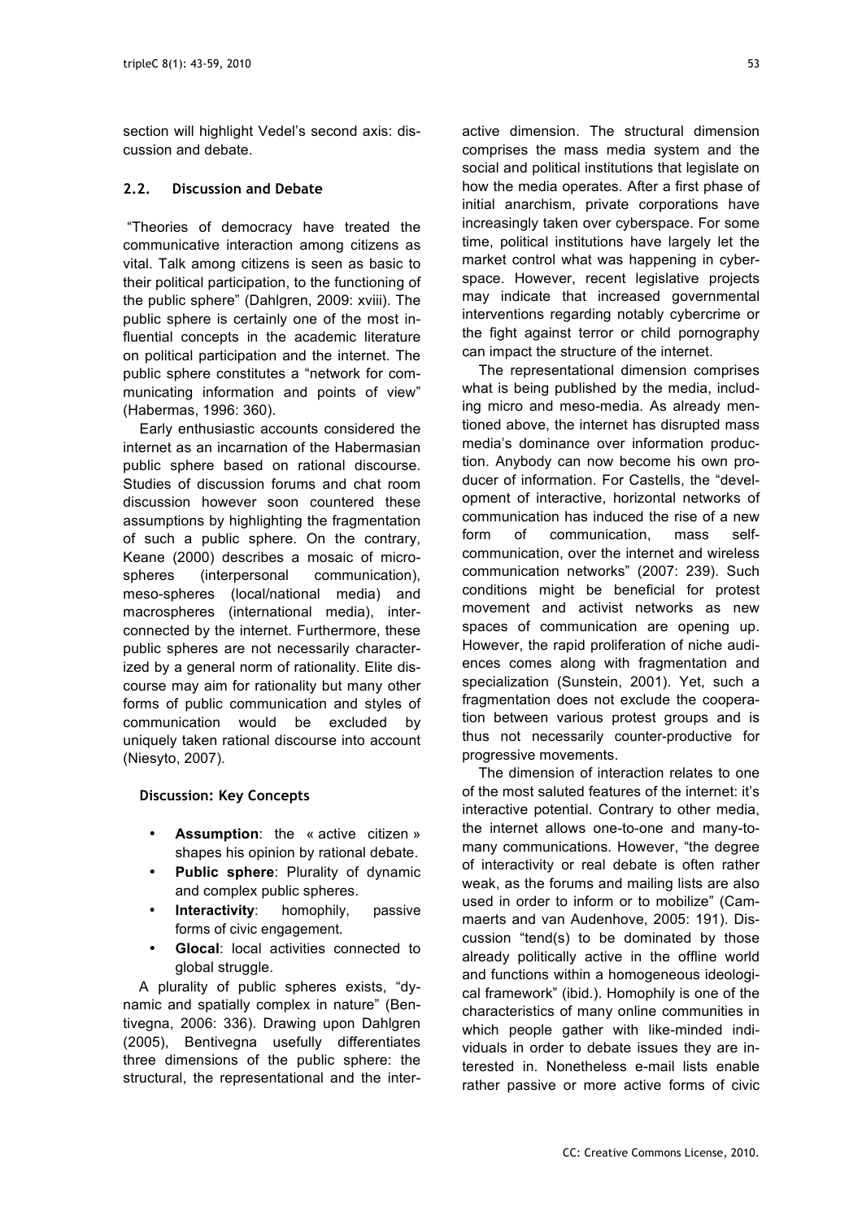section will highlight Vedel's second axis: discussion and debate.

### 2.2. Discussion and Debate

"Theories of democracy have treated the communicative interaction among citizens as vital. Talk among citizens is seen as basic to their political participation, to the functioning of the public sphere" (Dahlgren, 2009: xviii). The public sphere is certainly one of the most influential concepts in the academic literature on political participation and the internet. The public sphere constitutes a "network for communicating information and points of view" (Habermas, 1996: 360).

Early enthusiastic accounts considered the internet as an incarnation of the Habermasian public sphere based on rational discourse. Studies of discussion forums and chat room discussion however soon countered these assumptions by highlighting the fragmentation of such a public sphere. On the contrary, Keane (2000) describes a mosaic of microspheres (interpersonal communication), meso-spheres (local/national media) and macrospheres (international media), interconnected by the internet. Furthermore, these public spheres are not necessarily characterized by a general norm of rationality. Elite discourse may aim for rationality but many other forms of public communication and styles of communication would be excluded by uniquely taken rational discourse into account (Niesyto, 2007).

#### Discussion: Key Concepts

- **Assumption**: the « active citizen » shapes his opinion by rational debate.
- **Public sphere**: Plurality of dynamic and complex public spheres.
- **Interactivity**: homophily, passive forms of civic engagement.
- **Glocal**: local activities connected to global struggle.

A plurality of public spheres exists, "dynamic and spatially complex in nature" (Bentivegna, 2006: 336). Drawing upon Dahlgren (2005), Bentivegna usefully differentiates three dimensions of the public sphere: the structural, the representational and the interactive dimension. The structural dimension comprises the mass media system and the social and political institutions that legislate on how the media operates. After a first phase of initial anarchism, private corporations have increasingly taken over cyberspace. For some time, political institutions have largely let the market control what was happening in cyberspace. However, recent legislative projects may indicate that increased governmental interventions regarding notably cybercrime or the fight against terror or child pornography can impact the structure of the internet.

The representational dimension comprises what is being published by the media, including micro and meso-media. As already mentioned above, the internet has disrupted mass media's dominance over information production. Anybody can now become his own producer of information. For Castells, the "development of interactive, horizontal networks of communication has induced the rise of a new form of communication, mass self-communication, over the internet and wireless communication networks" (2007: 239). Such conditions might be beneficial for protest movement and activist networks as new spaces of communication are opening up. However, the rapid proliferation of niche audiences comes along with fragmentation and specialization (Sunstein, 2001). Yet, such a fragmentation does not exclude the cooperation between various protest groups and is thus not necessarily counter-productive for progressive movements.

The dimension of interaction relates to one of the most saluted features of the internet: it's interactive potential. Contrary to other media, the internet allows one-to-one and many-to-many communications. However, "the degree of interactivity or real debate is often rather weak, as the forums and mailing lists are also used in order to inform or to mobilize" (Cammaerts and van Audenhove, 2005: 191). Discussion "tend(s) to be dominated by those already politically active in the offline world and functions within a homogeneous ideological framework" (ibid.). Homophily is one of the characteristics of many online communities in which people gather with like-minded individuals in order to debate issues they are interested in. Nonetheless e-mail lists enable rather passive or more active forms of civic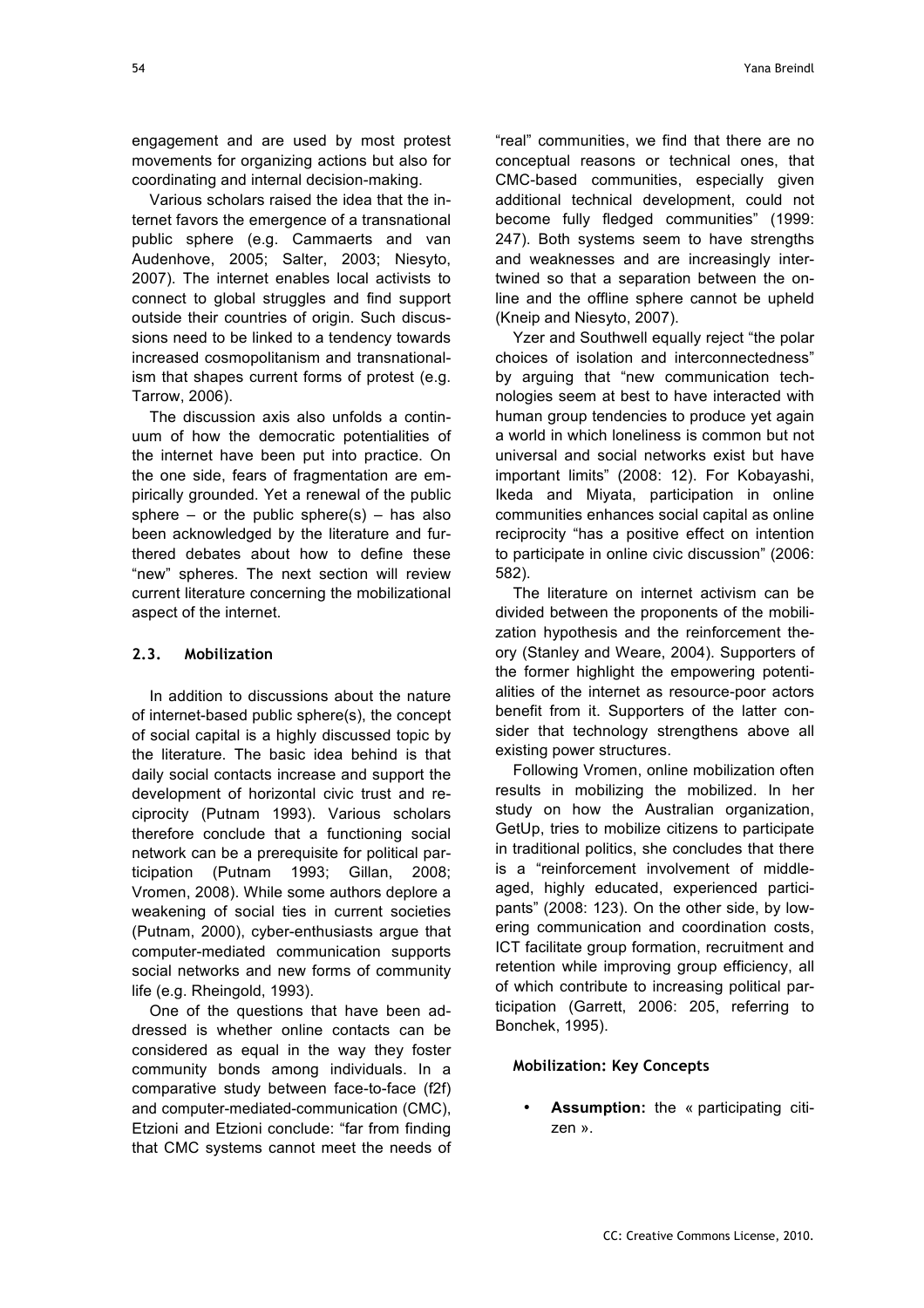engagement and are used by most protest movements for organizing actions but also for coordinating and internal decision-making.

Various scholars raised the idea that the internet favors the emergence of a transnational public sphere (e.g. Cammaerts and van Audenhove, 2005; Salter, 2003; Niesyto, 2007). The internet enables local activists to connect to global struggles and find support outside their countries of origin. Such discussions need to be linked to a tendency towards increased cosmopolitanism and transnationalism that shapes current forms of protest (e.g. Tarrow, 2006).

The discussion axis also unfolds a continuum of how the democratic potentialities of the internet have been put into practice. On the one side, fears of fragmentation are empirically grounded. Yet a renewal of the public sphere – or the public sphere(s) – has also been acknowledged by the literature and furthered debates about how to define these "new" spheres. The next section will review current literature concerning the mobilizational aspect of the internet.

### 2.3. Mobilization

In addition to discussions about the nature of internet-based public sphere(s), the concept of social capital is a highly discussed topic by the literature. The basic idea behind is that daily social contacts increase and support the development of horizontal civic trust and reciprocity (Putnam 1993). Various scholars therefore conclude that a functioning social network can be a prerequisite for political participation (Putnam 1993; Gillan, 2008; Vromen, 2008). While some authors deplore a weakening of social ties in current societies (Putnam, 2000), cyber-enthusiasts argue that computer-mediated communication supports social networks and new forms of community life (e.g. Rheingold, 1993).

One of the questions that have been addressed is whether online contacts can be considered as equal in the way they foster community bonds among individuals. In a comparative study between face-to-face (f2f) and computer-mediated-communication (CMC), Etzioni and Etzioni conclude: "far from finding that CMC systems cannot meet the needs of "real" communities, we find that there are no conceptual reasons or technical ones, that CMC-based communities, especially given additional technical development, could not become fully fledged communities" (1999: 247). Both systems seem to have strengths and weaknesses and are increasingly intertwined so that a separation between the online and the offline sphere cannot be upheld (Kneip and Niesyto, 2007).

Yzer and Southwell equally reject "the polar choices of isolation and interconnectedness" by arguing that "new communication technologies seem at best to have interacted with human group tendencies to produce yet again a world in which loneliness is common but not universal and social networks exist but have important limits" (2008: 12). For Kobayashi, Ikeda and Miyata, participation in online communities enhances social capital as online reciprocity "has a positive effect on intention to participate in online civic discussion" (2006: 582).

The literature on internet activism can be divided between the proponents of the mobilization hypothesis and the reinforcement theory (Stanley and Weare, 2004). Supporters of the former highlight the empowering potentialities of the internet as resource-poor actors benefit from it. Supporters of the latter consider that technology strengthens above all existing power structures.

Following Vromen, online mobilization often results in mobilizing the mobilized. In her study on how the Australian organization, GetUp, tries to mobilize citizens to participate in traditional politics, she concludes that there is a "reinforcement involvement of middle-aged, highly educated, experienced participants" (2008: 123). On the other side, by lowering communication and coordination costs, ICT facilitate group formation, recruitment and retention while improving group efficiency, all of which contribute to increasing political participation (Garrett, 2006: 205, referring to Bonchek, 1995).

#### Mobilization: Key Concepts

- **Assumption:** the « participating citizen ».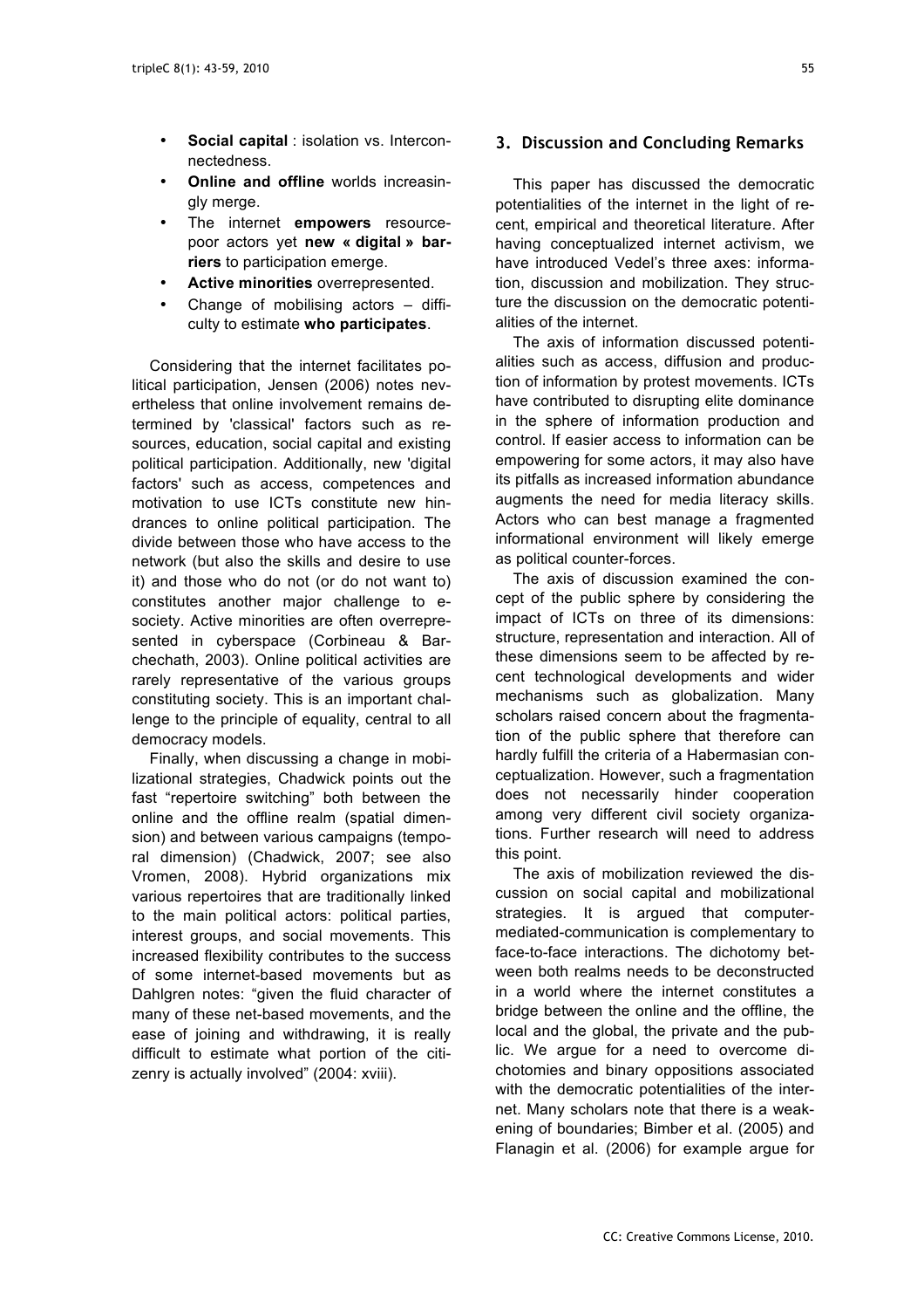- **Social capital** : isolation vs. Interconnectedness.
- **Online and offline** worlds increasingly merge.
- The internet **empowers** resource-poor actors yet **new « digital » barriers** to participation emerge.
- **Active minorities** overrepresented.
- Change of mobilising actors – difficulty to estimate **who participates**.

Considering that the internet facilitates political participation, Jensen (2006) notes nevertheless that online involvement remains determined by 'classical' factors such as resources, education, social capital and existing political participation. Additionally, new 'digital factors' such as access, competences and motivation to use ICTs constitute new hindrances to online political participation. The divide between those who have access to the network (but also the skills and desire to use it) and those who do not (or do not want to) constitutes another major challenge to e-society. Active minorities are often overrepresented in cyberspace (Corbineau & Barchechath, 2003). Online political activities are rarely representative of the various groups constituting society. This is an important challenge to the principle of equality, central to all democracy models.

Finally, when discussing a change in mobilizational strategies, Chadwick points out the fast "repertoire switching" both between the online and the offline realm (spatial dimension) and between various campaigns (temporal dimension) (Chadwick, 2007; see also Vromen, 2008). Hybrid organizations mix various repertoires that are traditionally linked to the main political actors: political parties, interest groups, and social movements. This increased flexibility contributes to the success of some internet-based movements but as Dahlgren notes: "given the fluid character of many of these net-based movements, and the ease of joining and withdrawing, it is really difficult to estimate what portion of the citizenry is actually involved" (2004: xviii).

## 3. Discussion and Concluding Remarks

This paper has discussed the democratic potentialities of the internet in the light of recent, empirical and theoretical literature. After having conceptualized internet activism, we have introduced Vedel's three axes: information, discussion and mobilization. They structure the discussion on the democratic potentialities of the internet.

The axis of information discussed potentialities such as access, diffusion and production of information by protest movements. ICTs have contributed to disrupting elite dominance in the sphere of information production and control. If easier access to information can be empowering for some actors, it may also have its pitfalls as increased information abundance augments the need for media literacy skills. Actors who can best manage a fragmented informational environment will likely emerge as political counter-forces.

The axis of discussion examined the concept of the public sphere by considering the impact of ICTs on three of its dimensions: structure, representation and interaction. All of these dimensions seem to be affected by recent technological developments and wider mechanisms such as globalization. Many scholars raised concern about the fragmentation of the public sphere that therefore can hardly fulfill the criteria of a Habermasian conceptualization. However, such a fragmentation does not necessarily hinder cooperation among very different civil society organizations. Further research will need to address this point.

The axis of mobilization reviewed the discussion on social capital and mobilizational strategies. It is argued that computer-mediated-communication is complementary to face-to-face interactions. The dichotomy between both realms needs to be deconstructed in a world where the internet constitutes a bridge between the online and the offline, the local and the global, the private and the public. We argue for a need to overcome dichotomies and binary oppositions associated with the democratic potentialities of the internet. Many scholars note that there is a weakening of boundaries; Bimber et al. (2005) and Flanagin et al. (2006) for example argue for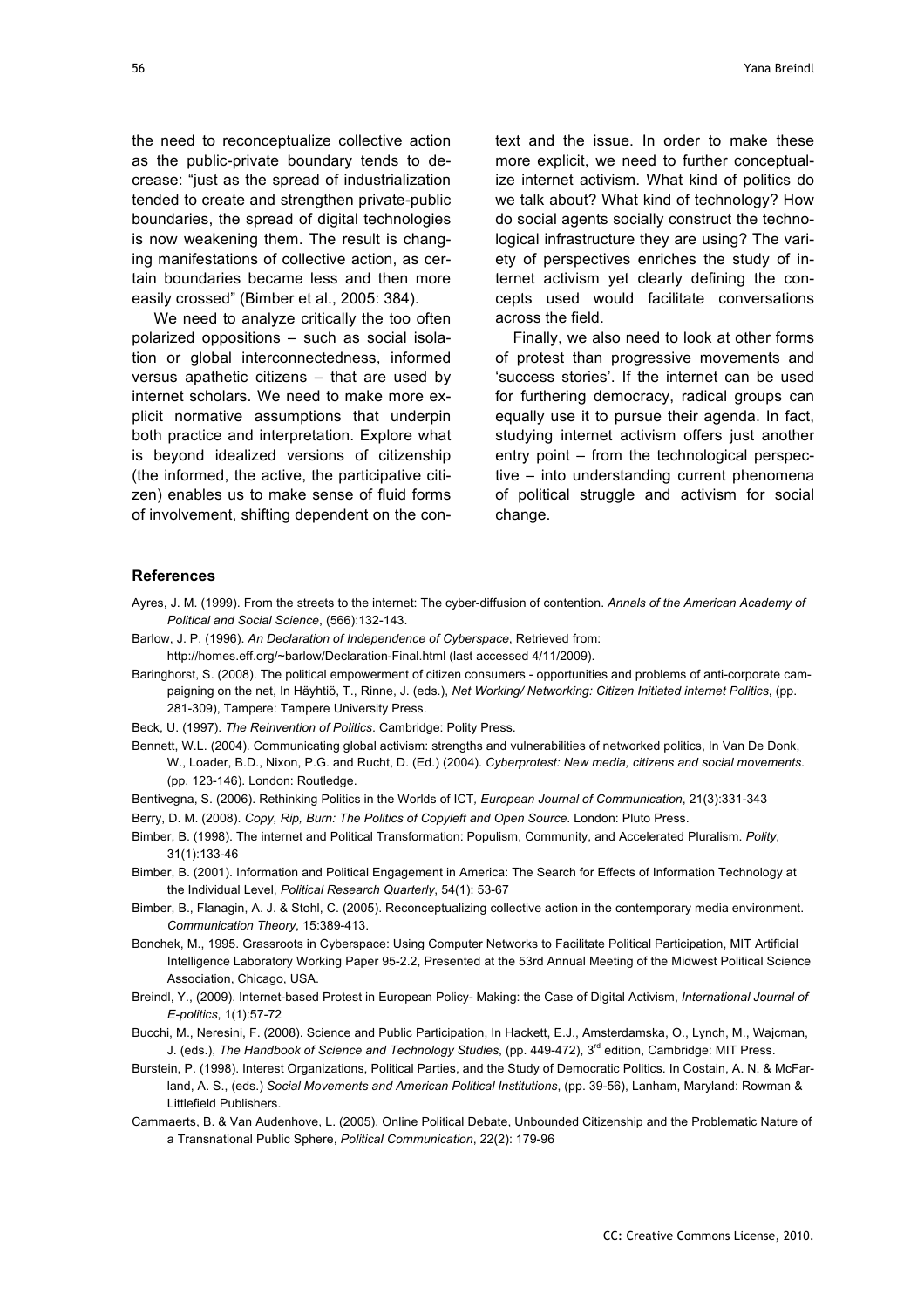the need to reconceptualize collective action as the public-private boundary tends to decrease: "just as the spread of industrialization tended to create and strengthen private-public boundaries, the spread of digital technologies is now weakening them. The result is changing manifestations of collective action, as certain boundaries became less and then more easily crossed" (Bimber et al., 2005: 384).

We need to analyze critically the too often polarized oppositions – such as social isolation or global interconnectedness, informed versus apathetic citizens – that are used by internet scholars. We need to make more explicit normative assumptions that underpin both practice and interpretation. Explore what is beyond idealized versions of citizenship (the informed, the active, the participative citizen) enables us to make sense of fluid forms of involvement, shifting dependent on the context and the issue. In order to make these more explicit, we need to further conceptualize internet activism. What kind of politics do we talk about? What kind of technology? How do social agents socially construct the technological infrastructure they are using? The variety of perspectives enriches the study of internet activism yet clearly defining the concepts used would facilitate conversations across the field.

Finally, we also need to look at other forms of protest than progressive movements and 'success stories'. If the internet can be used for furthering democracy, radical groups can equally use it to pursue their agenda. In fact, studying internet activism offers just another entry point – from the technological perspective – into understanding current phenomena of political struggle and activism for social change.

## References

Ayres, J. M. (1999). From the streets to the internet: The cyber-diffusion of contention. *Annals of the American Academy of Political and Social Science*, (566):132-143.

Barlow, J. P. (1996). *An Declaration of Independence of Cyberspace*, Retrieved from: http://homes.eff.org/~barlow/Declaration-Final.html (last accessed 4/11/2009).

Baringhorst, S. (2008). The political empowerment of citizen consumers - opportunities and problems of anti-corporate campaigning on the net, In Häyhtiö, T., Rinne, J. (eds.), *Net Working/ Networking: Citizen Initiated internet Politics*, (pp. 281-309), Tampere: Tampere University Press.

Beck, U. (1997). *The Reinvention of Politics*. Cambridge: Polity Press.

Bennett, W.L. (2004). Communicating global activism: strengths and vulnerabilities of networked politics, In Van De Donk, W., Loader, B.D., Nixon, P.G. and Rucht, D. (Ed.) (2004). *Cyberprotest: New media, citizens and social movements*. (pp. 123-146). London: Routledge.

Bentivegna, S. (2006). Rethinking Politics in the Worlds of ICT*, European Journal of Communication*, 21(3):331-343

Berry, D. M. (2008). *Copy, Rip, Burn: The Politics of Copyleft and Open Source*. London: Pluto Press.

Bimber, B. (1998). The internet and Political Transformation: Populism, Community, and Accelerated Pluralism. *Polity*, 31(1):133-46

Bimber, B. (2001). Information and Political Engagement in America: The Search for Effects of Information Technology at the Individual Level, *Political Research Quarterly*, 54(1): 53-67

Bimber, B., Flanagin, A. J. & Stohl, C. (2005). Reconceptualizing collective action in the contemporary media environment. *Communication Theory*, 15:389-413.

Bonchek, M., 1995. Grassroots in Cyberspace: Using Computer Networks to Facilitate Political Participation, MIT Artificial Intelligence Laboratory Working Paper 95-2.2, Presented at the 53rd Annual Meeting of the Midwest Political Science Association, Chicago, USA.

Breindl, Y., (2009). Internet-based Protest in European Policy- Making: the Case of Digital Activism, *International Journal of E-politics*, 1(1):57-72

Bucchi, M., Neresini, F. (2008). Science and Public Participation, In Hackett, E.J., Amsterdamska, O., Lynch, M., Wajcman, J. (eds.), *The Handbook of Science and Technology Studies*, (pp. 449-472), 3rd edition, Cambridge: MIT Press.

Burstein, P. (1998). Interest Organizations, Political Parties, and the Study of Democratic Politics. In Costain, A. N. & McFarland, A. S., (eds.) *Social Movements and American Political Institutions*, (pp. 39-56), Lanham, Maryland: Rowman & Littlefield Publishers.

Cammaerts, B. & Van Audenhove, L. (2005), Online Political Debate, Unbounded Citizenship and the Problematic Nature of a Transnational Public Sphere, *Political Communication*, 22(2): 179-96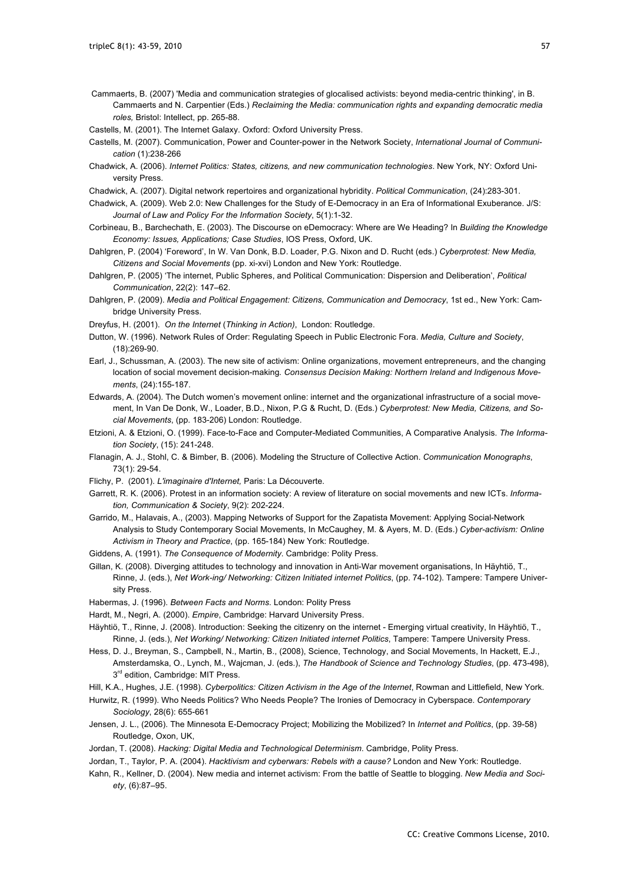Cammaerts, B. (2007) 'Media and communication strategies of glocalised activists: beyond media-centric thinking', in B. Cammaerts and N. Carpentier (Eds.) *Reclaiming the Media: communication rights and expanding democratic media roles,* Bristol: Intellect, pp. 265-88.

Castells, M. (2001). The Internet Galaxy. Oxford: Oxford University Press.

Castells, M. (2007). Communication, Power and Counter-power in the Network Society, *International Journal of Communication* (1):238-266

Chadwick, A. (2006). *Internet Politics: States, citizens, and new communication technologies*. New York, NY: Oxford University Press.

Chadwick, A. (2007). Digital network repertoires and organizational hybridity. *Political Communication*, (24):283-301.

Chadwick, A. (2009). Web 2.0: New Challenges for the Study of E-Democracy in an Era of Informational Exuberance. J/S: *Journal of Law and Policy For the Information Society*, 5(1):1-32.

Corbineau, B., Barchechath, E. (2003). The Discourse on eDemocracy: Where are We Heading? In *Building the Knowledge Economy: Issues, Applications; Case Studies*, IOS Press, Oxford, UK.

Dahlgren, P. (2004) 'Foreword', In W. Van Donk, B.D. Loader, P.G. Nixon and D. Rucht (eds.) *Cyberprotest: New Media, Citizens and Social Movements* (pp. xi-xvi) London and New York: Routledge.

Dahlgren, P. (2005) 'The internet, Public Spheres, and Political Communication: Dispersion and Deliberation', *Political Communication*, 22(2): 147–62.

Dahlgren, P. (2009). *Media and Political Engagement: Citizens, Communication and Democracy*, 1st ed., New York: Cambridge University Press.

Dreyfus, H. (2001). *On the Internet* (*Thinking in Action)*, London: Routledge.

Dutton, W. (1996). Network Rules of Order: Regulating Speech in Public Electronic Fora. *Media, Culture and Society*, (18):269-90.

Earl, J., Schussman, A. (2003). The new site of activism: Online organizations, movement entrepreneurs, and the changing location of social movement decision-making*. Consensus Decision Making: Northern Ireland and Indigenous Movements*, (24):155-187.

Edwards, A. (2004). The Dutch women's movement online: internet and the organizational infrastructure of a social movement, In Van De Donk, W., Loader, B.D., Nixon, P.G & Rucht, D. (Eds.) *Cyberprotest: New Media, Citizens, and Social Movements*, (pp. 183-206) London: Routledge.

Etzioni, A. & Etzioni, O. (1999). Face-to-Face and Computer-Mediated Communities, A Comparative Analysis. *The Information Society*, (15): 241-248.

Flanagin, A. J., Stohl, C. & Bimber, B. (2006). Modeling the Structure of Collective Action. *Communication Monographs*, 73(1): 29-54.

Flichy, P. (2001). *L'imaginaire d'Internet,* Paris: La Découverte.

Garrett, R. K. (2006). Protest in an information society: A review of literature on social movements and new ICTs. *Information, Communication & Society*, 9(2): 202-224.

Garrido, M., Halavais, A., (2003). Mapping Networks of Support for the Zapatista Movement: Applying Social-Network Analysis to Study Contemporary Social Movements, In McCaughey, M. & Ayers, M. D. (Eds.) *Cyber-activism: Online Activism in Theory and Practice*, (pp. 165-184) New York: Routledge.

Giddens, A. (1991). *The Consequence of Modernity*. Cambridge: Polity Press.

Gillan, K. (2008). Diverging attitudes to technology and innovation in Anti-War movement organisations, In Häyhtiö, T., Rinne, J. (eds.), *Net Work-ing/ Networking: Citizen Initiated internet Politics*, (pp. 74-102). Tampere: Tampere University Press.

Habermas, J. (1996). *Between Facts and Norms*. London: Polity Press

Hardt, M., Negri, A. (2000). *Empire*, Cambridge: Harvard University Press.

Häyhtiö, T., Rinne, J. (2008). Introduction: Seeking the citizenry on the internet - Emerging virtual creativity, In Häyhtiö, T., Rinne, J. (eds.), *Net Working/ Networking: Citizen Initiated internet Politics*, Tampere: Tampere University Press.

Hess, D. J., Breyman, S., Campbell, N., Martin, B., (2008), Science, Technology, and Social Movements, In Hackett, E.J., Amsterdamska, O., Lynch, M., Wajcman, J. (eds.), *The Handbook of Science and Technology Studies*, (pp. 473-498), 3rd edition, Cambridge: MIT Press.

Hill, K.A., Hughes, J.E. (1998). *Cyberpolitics: Citizen Activism in the Age of the Internet*, Rowman and Littlefield, New York.

Hurwitz, R. (1999). Who Needs Politics? Who Needs People? The Ironies of Democracy in Cyberspace. *Contemporary Sociology*, 28(6): 655-661

Jensen, J. L., (2006). The Minnesota E-Democracy Project; Mobilizing the Mobilized? In *Internet and Politics*, (pp. 39-58) Routledge, Oxon, UK,

Jordan, T. (2008). *Hacking: Digital Media and Technological Determinism*. Cambridge, Polity Press.

Jordan, T., Taylor, P. A. (2004). *Hacktivism and cyberwars: Rebels with a cause?* London and New York: Routledge.

Kahn, R., Kellner, D. (2004). New media and internet activism: From the battle of Seattle to blogging. *New Media and Society*, (6):87–95.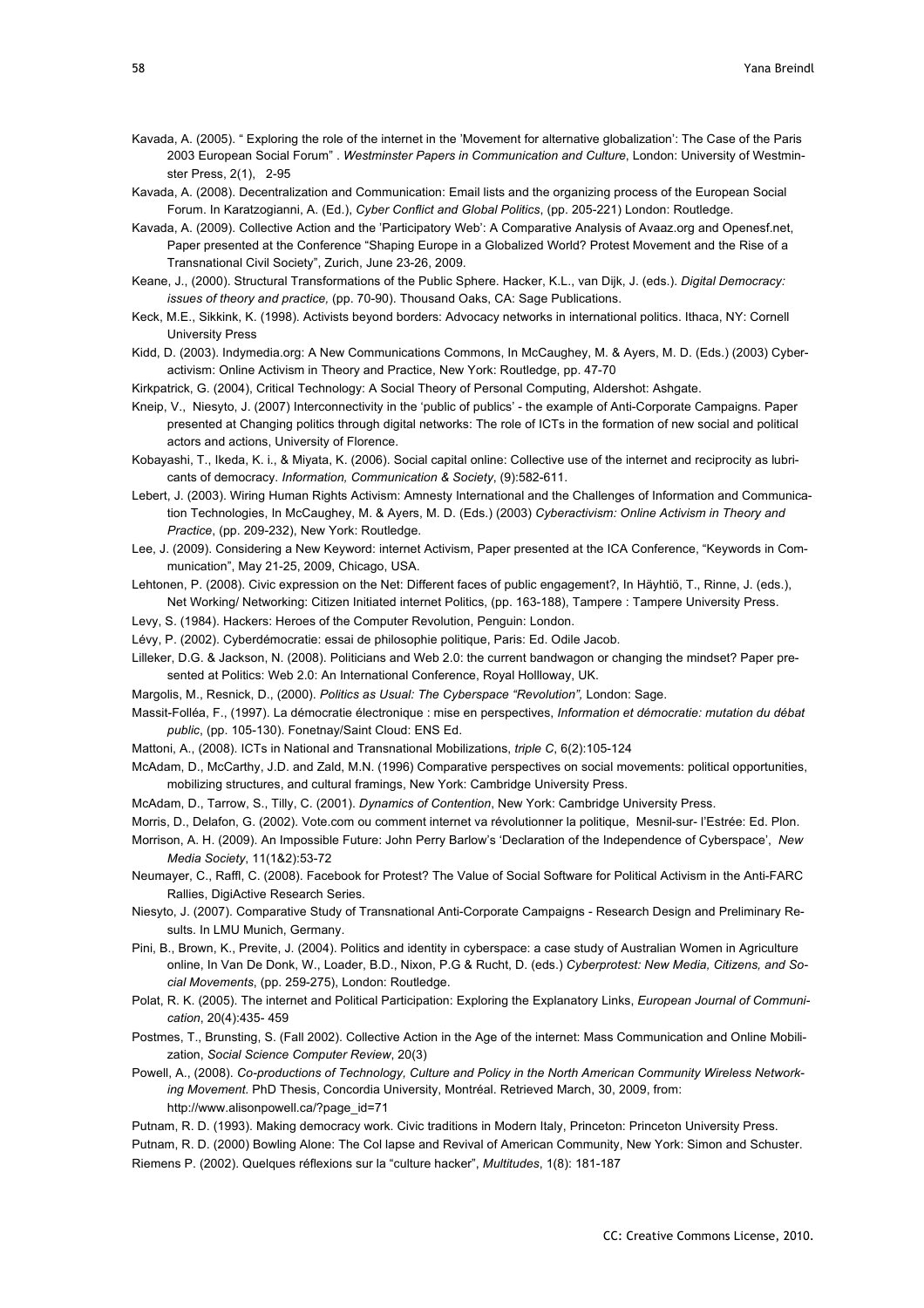Kavada, A. (2005). " Exploring the role of the internet in the 'Movement for alternative globalization': The Case of the Paris 2003 European Social Forum" . *Westminster Papers in Communication and Culture*, London: University of Westminster Press, 2(1), 2-95

Kavada, A. (2008). Decentralization and Communication: Email lists and the organizing process of the European Social Forum. In Karatzogianni, A. (Ed.), *Cyber Conflict and Global Politics*, (pp. 205-221) London: Routledge.

Kavada, A. (2009). Collective Action and the 'Participatory Web': A Comparative Analysis of Avaaz.org and Openesf.net, Paper presented at the Conference "Shaping Europe in a Globalized World? Protest Movement and the Rise of a Transnational Civil Society", Zurich, June 23-26, 2009.

Keane, J., (2000). Structural Transformations of the Public Sphere. Hacker, K.L., van Dijk, J. (eds.). *Digital Democracy: issues of theory and practice,* (pp. 70-90). Thousand Oaks, CA: Sage Publications.

Keck, M.E., Sikkink, K. (1998). Activists beyond borders: Advocacy networks in international politics. Ithaca, NY: Cornell University Press

Kidd, D. (2003). Indymedia.org: A New Communications Commons, In McCaughey, M. & Ayers, M. D. (Eds.) (2003) Cyberactivism: Online Activism in Theory and Practice, New York: Routledge, pp. 47-70

Kirkpatrick, G. (2004), Critical Technology: A Social Theory of Personal Computing, Aldershot: Ashgate.

Kneip, V., Niesyto, J. (2007) Interconnectivity in the 'public of publics' - the example of Anti-Corporate Campaigns. Paper presented at Changing politics through digital networks: The role of ICTs in the formation of new social and political actors and actions, University of Florence.

Kobayashi, T., Ikeda, K. i., & Miyata, K. (2006). Social capital online: Collective use of the internet and reciprocity as lubricants of democracy. *Information, Communication & Society*, (9):582-611.

Lebert, J. (2003). Wiring Human Rights Activism: Amnesty International and the Challenges of Information and Communication Technologies, In McCaughey, M. & Ayers, M. D. (Eds.) (2003) *Cyberactivism: Online Activism in Theory and Practice*, (pp. 209-232), New York: Routledge.

Lee, J. (2009). Considering a New Keyword: internet Activism, Paper presented at the ICA Conference, "Keywords in Communication", May 21-25, 2009, Chicago, USA.

Lehtonen, P. (2008). Civic expression on the Net: Different faces of public engagement?, In Häyhtiö, T., Rinne, J. (eds.), Net Working/ Networking: Citizen Initiated internet Politics, (pp. 163-188), Tampere : Tampere University Press.

Levy, S. (1984). Hackers: Heroes of the Computer Revolution, Penguin: London.

Lévy, P. (2002). Cyberdémocratie: essai de philosophie politique, Paris: Ed. Odile Jacob.

Lilleker, D.G. & Jackson, N. (2008). Politicians and Web 2.0: the current bandwagon or changing the mindset? Paper presented at Politics: Web 2.0: An International Conference, Royal Hollloway, UK.

Margolis, M., Resnick, D., (2000). *Politics as Usual: The Cyberspace "Revolution",* London: Sage.

Massit-Folléa, F., (1997). La démocratie électronique : mise en perspectives, *Information et démocratie: mutation du débat public*, (pp. 105-130). Fonetnay/Saint Cloud: ENS Ed.

Mattoni, A., (2008). ICTs in National and Transnational Mobilizations, *triple C*, 6(2):105-124

McAdam, D., McCarthy, J.D. and Zald, M.N. (1996) Comparative perspectives on social movements: political opportunities, mobilizing structures, and cultural framings, New York: Cambridge University Press.

McAdam, D., Tarrow, S., Tilly, C. (2001). *Dynamics of Contention*, New York: Cambridge University Press.

Morris, D., Delafon, G. (2002). Vote.com ou comment internet va révolutionner la politique, Mesnil-sur- l'Estrée: Ed. Plon.

Morrison, A. H. (2009). An Impossible Future: John Perry Barlow's 'Declaration of the Independence of Cyberspace', *New Media Society*, 11(1&2):53-72

Neumayer, C., Raffl, C. (2008). Facebook for Protest? The Value of Social Software for Political Activism in the Anti-FARC Rallies, DigiActive Research Series.

Niesyto, J. (2007). Comparative Study of Transnational Anti-Corporate Campaigns - Research Design and Preliminary Results. In LMU Munich, Germany.

Pini, B., Brown, K., Previte, J. (2004). Politics and identity in cyberspace: a case study of Australian Women in Agriculture online, In Van De Donk, W., Loader, B.D., Nixon, P.G & Rucht, D. (eds.) *Cyberprotest: New Media, Citizens, and Social Movements*, (pp. 259-275), London: Routledge.

Polat, R. K. (2005). The internet and Political Participation: Exploring the Explanatory Links, *European Journal of Communication*, 20(4):435- 459

Postmes, T., Brunsting, S. (Fall 2002). Collective Action in the Age of the internet: Mass Communication and Online Mobilization, *Social Science Computer Review*, 20(3)

Powell, A., (2008). *Co-productions of Technology, Culture and Policy in the North American Community Wireless Networking Movement*. PhD Thesis, Concordia University, Montréal. Retrieved March, 30, 2009, from: http://www.alisonpowell.ca/?page_id=71

Putnam, R. D. (1993). Making democracy work. Civic traditions in Modern Italy, Princeton: Princeton University Press.

Putnam, R. D. (2000) Bowling Alone: The Col lapse and Revival of American Community, New York: Simon and Schuster.

Riemens P. (2002). Quelques réflexions sur la "culture hacker", *Multitudes*, 1(8): 181-187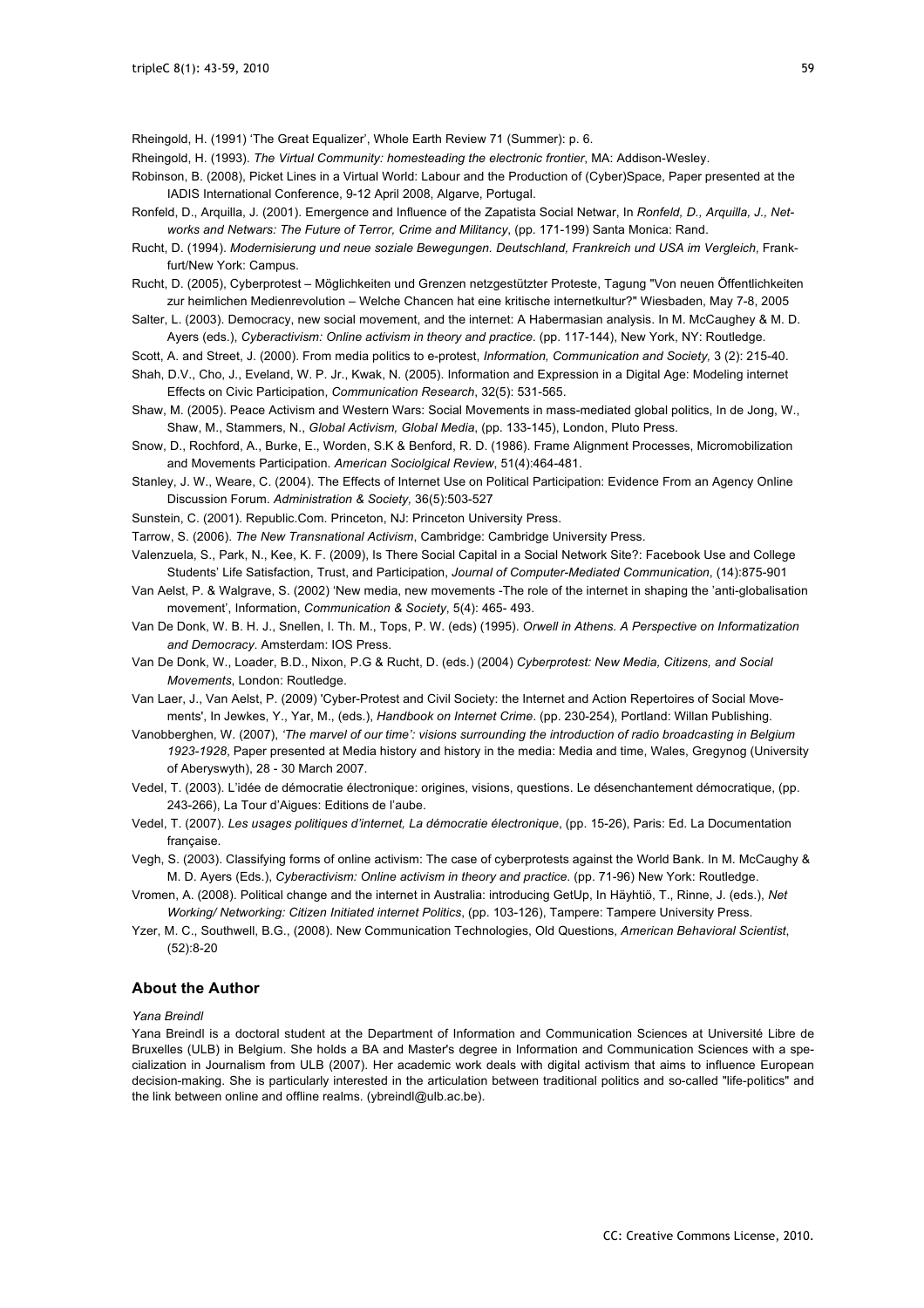Rheingold, H. (1991) 'The Great Equalizer', Whole Earth Review 71 (Summer): p. 6.

Rheingold, H. (1993). *The Virtual Community: homesteading the electronic frontier*, MA: Addison-Wesley.

Robinson, B. (2008), Picket Lines in a Virtual World: Labour and the Production of (Cyber)Space, Paper presented at the IADIS International Conference, 9-12 April 2008, Algarve, Portugal.

Ronfeld, D., Arquilla, J. (2001). Emergence and Influence of the Zapatista Social Netwar, In *Ronfeld, D., Arquilla, J., Networks and Netwars: The Future of Terror, Crime and Militancy*, (pp. 171-199) Santa Monica: Rand.

Rucht, D. (1994). *Modernisierung und neue soziale Bewegungen. Deutschland, Frankreich und USA im Vergleich*, Frankfurt/New York: Campus.

Rucht, D. (2005), Cyberprotest – Möglichkeiten und Grenzen netzgestützter Proteste, Tagung "Von neuen Öffentlichkeiten zur heimlichen Medienrevolution – Welche Chancen hat eine kritische internetkultur?" Wiesbaden, May 7-8, 2005

Salter, L. (2003). Democracy, new social movement, and the internet: A Habermasian analysis. In M. McCaughey & M. D. Ayers (eds.), *Cyberactivism: Online activism in theory and practice*. (pp. 117-144), New York, NY: Routledge.

Scott, A. and Street, J. (2000). From media politics to e-protest, *Information, Communication and Society,* 3 (2): 215-40.

Shah, D.V., Cho, J., Eveland, W. P. Jr., Kwak, N. (2005). Information and Expression in a Digital Age: Modeling internet Effects on Civic Participation, *Communication Research*, 32(5): 531-565.

Shaw, M. (2005). Peace Activism and Western Wars: Social Movements in mass-mediated global politics, In de Jong, W., Shaw, M., Stammers, N., *Global Activism, Global Media*, (pp. 133-145), London, Pluto Press.

Snow, D., Rochford, A., Burke, E., Worden, S.K & Benford, R. D. (1986). Frame Alignment Processes, Micromobilization and Movements Participation. *American Sociolgical Review*, 51(4):464-481.

Stanley, J. W., Weare, C. (2004). The Effects of Internet Use on Political Participation: Evidence From an Agency Online Discussion Forum. *Administration & Society,* 36(5):503-527

Sunstein, C. (2001). Republic.Com. Princeton, NJ: Princeton University Press.

Tarrow, S. (2006). *The New Transnational Activism*, Cambridge: Cambridge University Press.

Valenzuela, S., Park, N., Kee, K. F. (2009), Is There Social Capital in a Social Network Site?: Facebook Use and College Students' Life Satisfaction, Trust, and Participation, *Journal of Computer-Mediated Communication*, (14):875-901

Van Aelst, P. & Walgrave, S. (2002) 'New media, new movements -The role of the internet in shaping the 'anti-globalisation movement', Information, *Communication & Society*, 5(4): 465- 493.

Van De Donk, W. B. H. J., Snellen, I. Th. M., Tops, P. W. (eds) (1995). *Orwell in Athens. A Perspective on Informatization and Democracy*. Amsterdam: IOS Press.

Van De Donk, W., Loader, B.D., Nixon, P.G & Rucht, D. (eds.) (2004) *Cyberprotest: New Media, Citizens, and Social Movements*, London: Routledge.

Van Laer, J., Van Aelst, P. (2009) 'Cyber-Protest and Civil Society: the Internet and Action Repertoires of Social Movements', In Jewkes, Y., Yar, M., (eds.), *Handbook on Internet Crime*. (pp. 230-254), Portland: Willan Publishing.

Vanobberghen, W. (2007), *'The marvel of our time': visions surrounding the introduction of radio broadcasting in Belgium 1923-1928*, Paper presented at Media history and history in the media: Media and time, Wales, Gregynog (University of Aberyswyth), 28 - 30 March 2007.

Vedel, T. (2003). L'idée de démocratie électronique: origines, visions, questions. Le désenchantement démocratique, (pp. 243-266), La Tour d'Aigues: Editions de l'aube.

Vedel, T. (2007). *Les usages politiques d'internet, La démocratie électronique*, (pp. 15-26), Paris: Ed. La Documentation française.

Vegh, S. (2003). Classifying forms of online activism: The case of cyberprotests against the World Bank. In M. McCaughy & M. D. Ayers (Eds.), *Cyberactivism: Online activism in theory and practice.* (pp. 71-96) New York: Routledge.

Vromen, A. (2008). Political change and the internet in Australia: introducing GetUp, In Häyhtiö, T., Rinne, J. (eds.), *Net Working/ Networking: Citizen Initiated internet Politics*, (pp. 103-126), Tampere: Tampere University Press.

Yzer, M. C., Southwell, B.G., (2008). New Communication Technologies, Old Questions, *American Behavioral Scientist*, (52):8-20

## About the Author

*Yana Breindl*

Yana Breindl is a doctoral student at the Department of Information and Communication Sciences at Université Libre de Bruxelles (ULB) in Belgium. She holds a BA and Master's degree in Information and Communication Sciences with a specialization in Journalism from ULB (2007). Her academic work deals with digital activism that aims to influence European decision-making. She is particularly interested in the articulation between traditional politics and so-called "life-politics" and the link between online and offline realms. (ybreindl@ulb.ac.be).